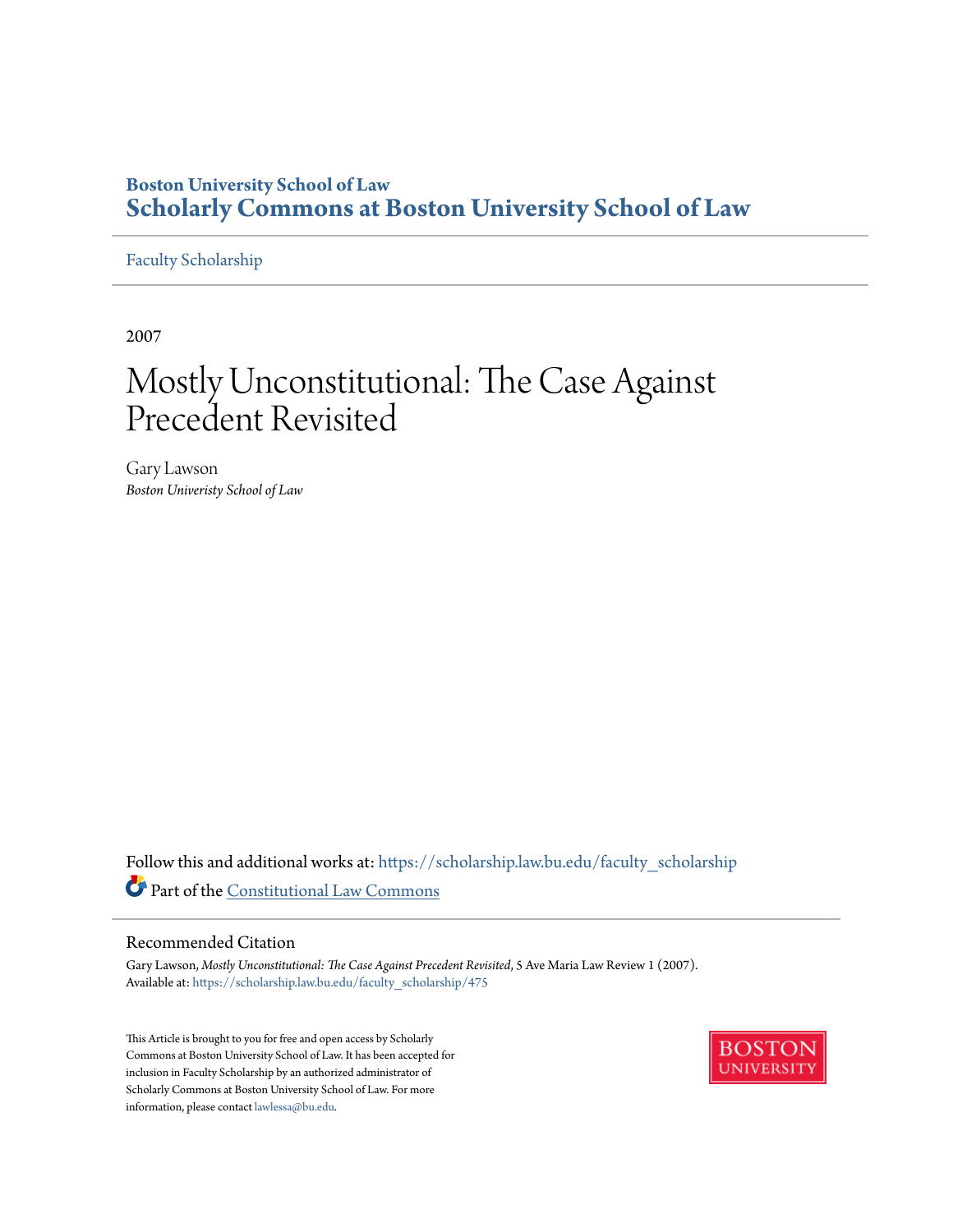Boston University School of Law

# Scholarly Commons at Boston University School of Law

Faculty Scholarship

2007

# Mostly Unconstitutional: The Case Against Precedent Revisited

Gary Lawson

*Boston Univeristy School of Law*

Follow this and additional works at: https://scholarship.law.bu.edu/faculty_scholarship

Part of the Constitutional Law Commons

## Recommended Citation

Gary Lawson, *Mostly Unconstitutional: The Case Against Precedent Revisited*, 5 Ave Maria Law Review 1 (2007).
Available at: https://scholarship.law.bu.edu/faculty_scholarship/475

This Article is brought to you for free and open access by Scholarly Commons at Boston University School of Law. It has been accepted for inclusion in Faculty Scholarship by an authorized administrator of Scholarly Commons at Boston University School of Law. For more information, please contact lawlessa@bu.edu.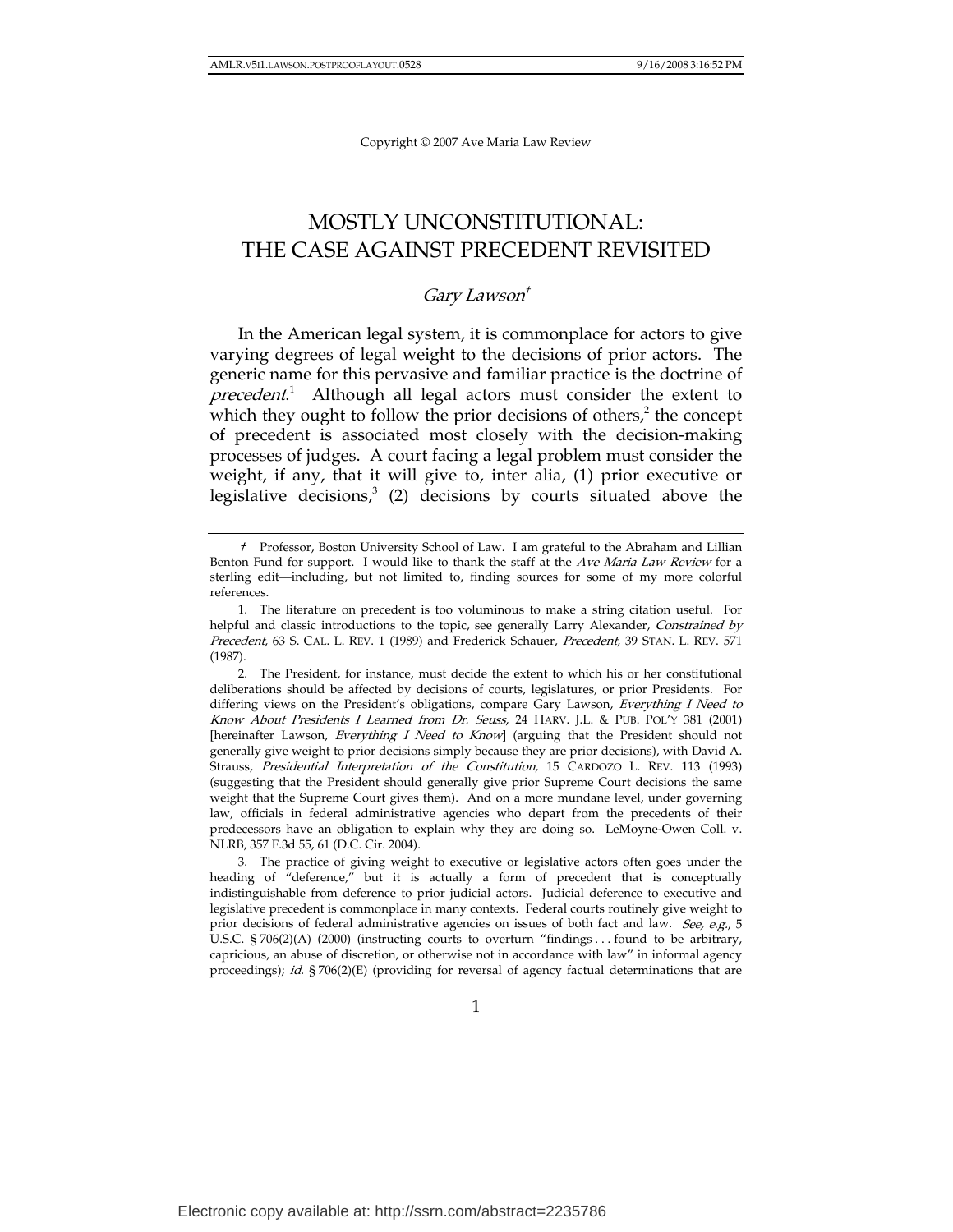Copyright © 2007 Ave Maria Law Review

# MOSTLY UNCONSTITUTIONAL: THE CASE AGAINST PRECEDENT REVISITED

## *Gary Lawson*†

In the American legal system, it is commonplace for actors to give varying degrees of legal weight to the decisions of prior actors. The generic name for this pervasive and familiar practice is the doctrine of *precedent*.[1] Although all legal actors must consider the extent to which they ought to follow the prior decisions of others,[2] the concept of precedent is associated most closely with the decision-making processes of judges. A court facing a legal problem must consider the weight, if any, that it will give to, inter alia, (1) prior executive or legislative decisions,[3] (2) decisions by courts situated above the

---

† Professor, Boston University School of Law. I am grateful to the Abraham and Lillian Benton Fund for support. I would like to thank the staff at the *Ave Maria Law Review* for a sterling edit—including, but not limited to, finding sources for some of my more colorful references.

1. The literature on precedent is too voluminous to make a string citation useful. For helpful and classic introductions to the topic, see generally Larry Alexander, *Constrained by Precedent*, 63 S. CAL. L. REV. 1 (1989) and Frederick Schauer, *Precedent*, 39 STAN. L. REV. 571 (1987).

2. The President, for instance, must decide the extent to which his or her constitutional deliberations should be affected by decisions of courts, legislatures, or prior Presidents. For differing views on the President's obligations, compare Gary Lawson, *Everything I Need to Know About Presidents I Learned from Dr. Seuss*, 24 HARV. J.L. & PUB. POL'Y 381 (2001) [hereinafter Lawson, *Everything I Need to Know*] (arguing that the President should not generally give weight to prior decisions simply because they are prior decisions), with David A. Strauss, *Presidential Interpretation of the Constitution*, 15 CARDOZO L. REV. 113 (1993) (suggesting that the President should generally give prior Supreme Court decisions the same weight that the Supreme Court gives them). And on a more mundane level, under governing law, officials in federal administrative agencies who depart from the precedents of their predecessors have an obligation to explain why they are doing so. LeMoyne-Owen Coll. v. NLRB, 357 F.3d 55, 61 (D.C. Cir. 2004).

3. The practice of giving weight to executive or legislative actors often goes under the heading of "deference," but it is actually a form of precedent that is conceptually indistinguishable from deference to prior judicial actors. Judicial deference to executive and legislative precedent is commonplace in many contexts. Federal courts routinely give weight to prior decisions of federal administrative agencies on issues of both fact and law. *See, e.g.*, 5 U.S.C. § 706(2)(A) (2000) (instructing courts to overturn "findings . . . found to be arbitrary, capricious, an abuse of discretion, or otherwise not in accordance with law" in informal agency proceedings); *id.* § 706(2)(E) (providing for reversal of agency factual determinations that are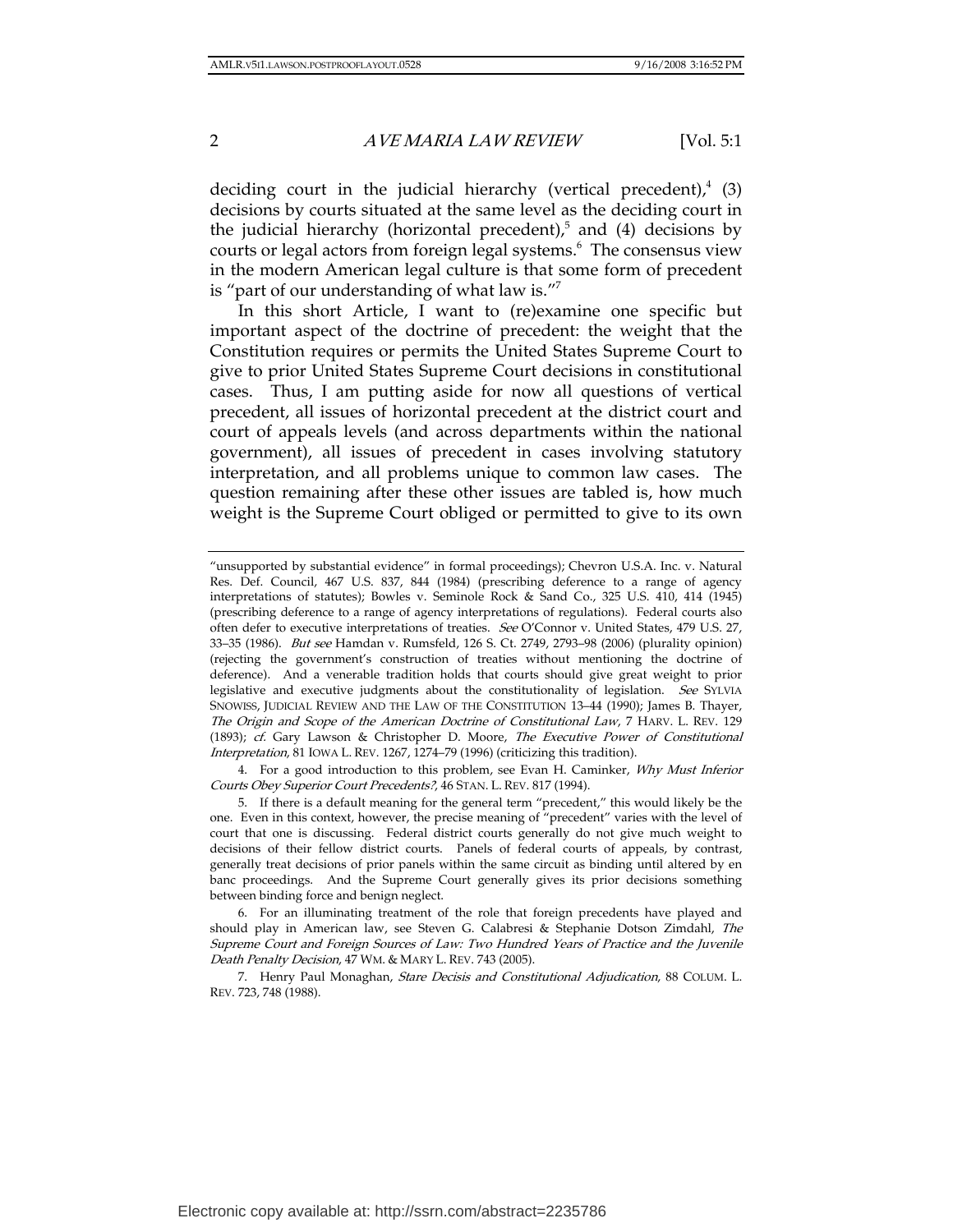deciding court in the judicial hierarchy (vertical precedent),[4] (3) decisions by courts situated at the same level as the deciding court in the judicial hierarchy (horizontal precedent),[5] and (4) decisions by courts or legal actors from foreign legal systems.[6] The consensus view in the modern American legal culture is that some form of precedent is "part of our understanding of what law is."[7]

In this short Article, I want to (re)examine one specific but important aspect of the doctrine of precedent: the weight that the Constitution requires or permits the United States Supreme Court to give to prior United States Supreme Court decisions in constitutional cases. Thus, I am putting aside for now all questions of vertical precedent, all issues of horizontal precedent at the district court and court of appeals levels (and across departments within the national government), all issues of precedent in cases involving statutory interpretation, and all problems unique to common law cases. The question remaining after these other issues are tabled is, how much weight is the Supreme Court obliged or permitted to give to its own

---

"unsupported by substantial evidence" in formal proceedings); Chevron U.S.A. Inc. v. Natural Res. Def. Council, 467 U.S. 837, 844 (1984) (prescribing deference to a range of agency interpretations of statutes); Bowles v. Seminole Rock & Sand Co., 325 U.S. 410, 414 (1945) (prescribing deference to a range of agency interpretations of regulations). Federal courts also often defer to executive interpretations of treaties. *See* O'Connor v. United States, 479 U.S. 27, 33–35 (1986). *But see* Hamdan v. Rumsfeld, 126 S. Ct. 2749, 2793–98 (2006) (plurality opinion) (rejecting the government's construction of treaties without mentioning the doctrine of deference). And a venerable tradition holds that courts should give great weight to prior legislative and executive judgments about the constitutionality of legislation. *See* SYLVIA SNOWISS, JUDICIAL REVIEW AND THE LAW OF THE CONSTITUTION 13–44 (1990); James B. Thayer, *The Origin and Scope of the American Doctrine of Constitutional Law*, 7 HARV. L. REV. 129 (1893); *cf.* Gary Lawson & Christopher D. Moore, *The Executive Power of Constitutional Interpretation*, 81 IOWA L. REV. 1267, 1274–79 (1996) (criticizing this tradition).

4. For a good introduction to this problem, see Evan H. Caminker, *Why Must Inferior Courts Obey Superior Court Precedents?*, 46 STAN. L. REV. 817 (1994).

5. If there is a default meaning for the general term "precedent," this would likely be the one. Even in this context, however, the precise meaning of "precedent" varies with the level of court that one is discussing. Federal district courts generally do not give much weight to decisions of their fellow district courts. Panels of federal courts of appeals, by contrast, generally treat decisions of prior panels within the same circuit as binding until altered by en banc proceedings. And the Supreme Court generally gives its prior decisions something between binding force and benign neglect.

6. For an illuminating treatment of the role that foreign precedents have played and should play in American law, see Steven G. Calabresi & Stephanie Dotson Zimdahl, *The Supreme Court and Foreign Sources of Law: Two Hundred Years of Practice and the Juvenile Death Penalty Decision*, 47 WM. & MARY L. REV. 743 (2005).

7. Henry Paul Monaghan, *Stare Decisis and Constitutional Adjudication*, 88 COLUM. L. REV. 723, 748 (1988).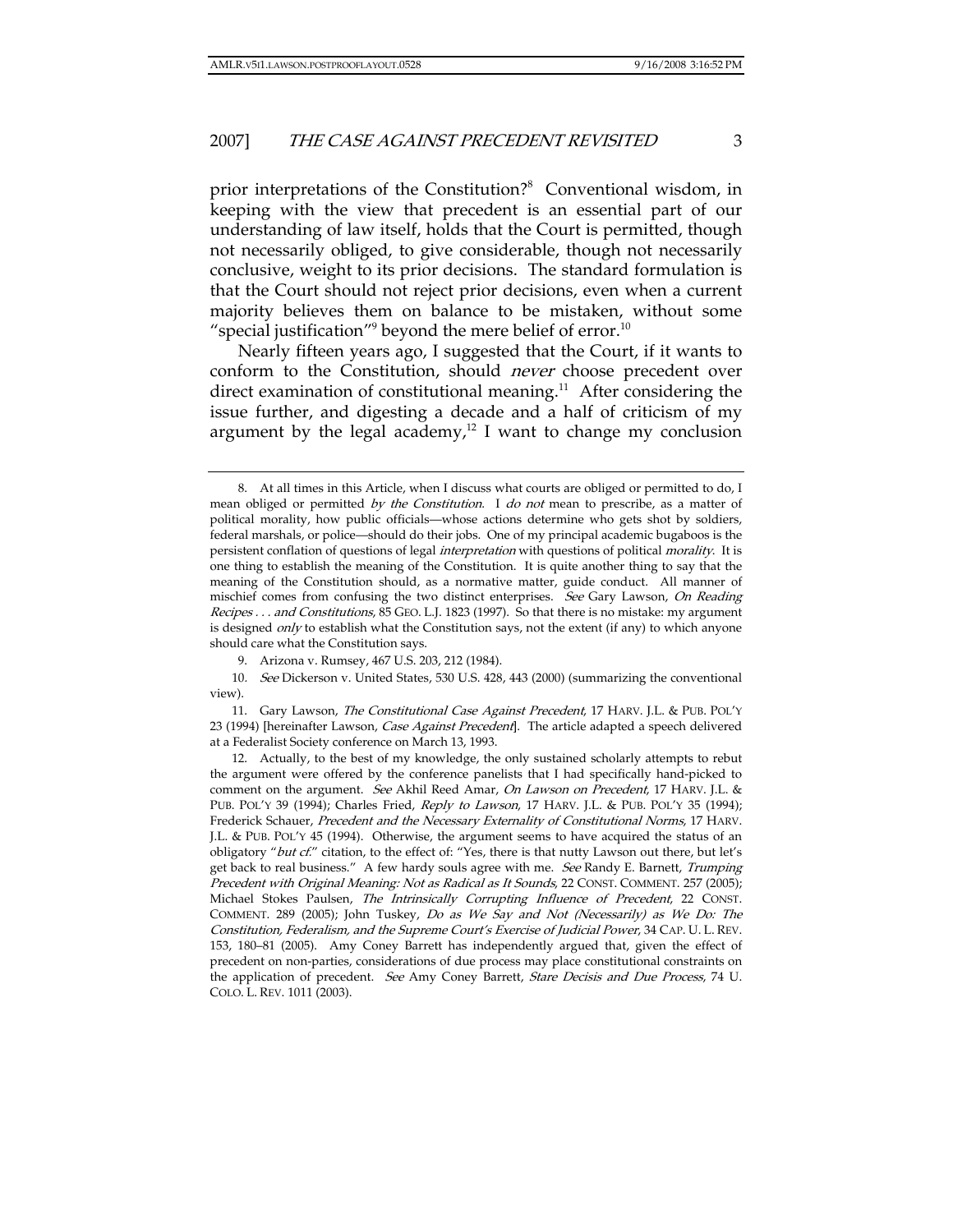prior interpretations of the Constitution?[8] Conventional wisdom, in keeping with the view that precedent is an essential part of our understanding of law itself, holds that the Court is permitted, though not necessarily obliged, to give considerable, though not necessarily conclusive, weight to its prior decisions. The standard formulation is that the Court should not reject prior decisions, even when a current majority believes them on balance to be mistaken, without some "special justification"[9] beyond the mere belief of error.[10]

Nearly fifteen years ago, I suggested that the Court, if it wants to conform to the Constitution, should *never* choose precedent over direct examination of constitutional meaning.[11] After considering the issue further, and digesting a decade and a half of criticism of my argument by the legal academy,[12] I want to change my conclusion

---

8. At all times in this Article, when I discuss what courts are obliged or permitted to do, I mean obliged or permitted *by the Constitution*. I *do not* mean to prescribe, as a matter of political morality, how public officials—whose actions determine who gets shot by soldiers, federal marshals, or police—should do their jobs. One of my principal academic bugaboos is the persistent conflation of questions of legal *interpretation* with questions of political *morality*. It is one thing to establish the meaning of the Constitution. It is quite another thing to say that the meaning of the Constitution should, as a normative matter, guide conduct. All manner of mischief comes from confusing the two distinct enterprises. *See* Gary Lawson, *On Reading Recipes . . . and Constitutions*, 85 GEO. L.J. 1823 (1997). So that there is no mistake: my argument is designed *only* to establish what the Constitution says, not the extent (if any) to which anyone should care what the Constitution says.

9. Arizona v. Rumsey, 467 U.S. 203, 212 (1984).

10. *See* Dickerson v. United States, 530 U.S. 428, 443 (2000) (summarizing the conventional view).

11. Gary Lawson, *The Constitutional Case Against Precedent*, 17 HARV. J.L. & PUB. POL'Y 23 (1994) [hereinafter Lawson, *Case Against Precedent*]. The article adapted a speech delivered at a Federalist Society conference on March 13, 1993.

12. Actually, to the best of my knowledge, the only sustained scholarly attempts to rebut the argument were offered by the conference panelists that I had specifically hand-picked to comment on the argument. *See* Akhil Reed Amar, *On Lawson on Precedent*, 17 HARV. J.L. & PUB. POL'Y 39 (1994); Charles Fried, *Reply to Lawson*, 17 HARV. J.L. & PUB. POL'Y 35 (1994); Frederick Schauer, *Precedent and the Necessary Externality of Constitutional Norms*, 17 HARV. J.L. & PUB. POL'Y 45 (1994). Otherwise, the argument seems to have acquired the status of an obligatory "*but cf.*" citation, to the effect of: "Yes, there is that nutty Lawson out there, but let's get back to real business." A few hardy souls agree with me. *See* Randy E. Barnett, *Trumping Precedent with Original Meaning: Not as Radical as It Sounds*, 22 CONST. COMMENT. 257 (2005); Michael Stokes Paulsen, *The Intrinsically Corrupting Influence of Precedent*, 22 CONST. COMMENT. 289 (2005); John Tuskey, *Do as We Say and Not (Necessarily) as We Do: The Constitution, Federalism, and the Supreme Court's Exercise of Judicial Power*, 34 CAP. U. L. REV. 153, 180–81 (2005). Amy Coney Barrett has independently argued that, given the effect of precedent on non-parties, considerations of due process may place constitutional constraints on the application of precedent. *See* Amy Coney Barrett, *Stare Decisis and Due Process*, 74 U. COLO. L. REV. 1011 (2003).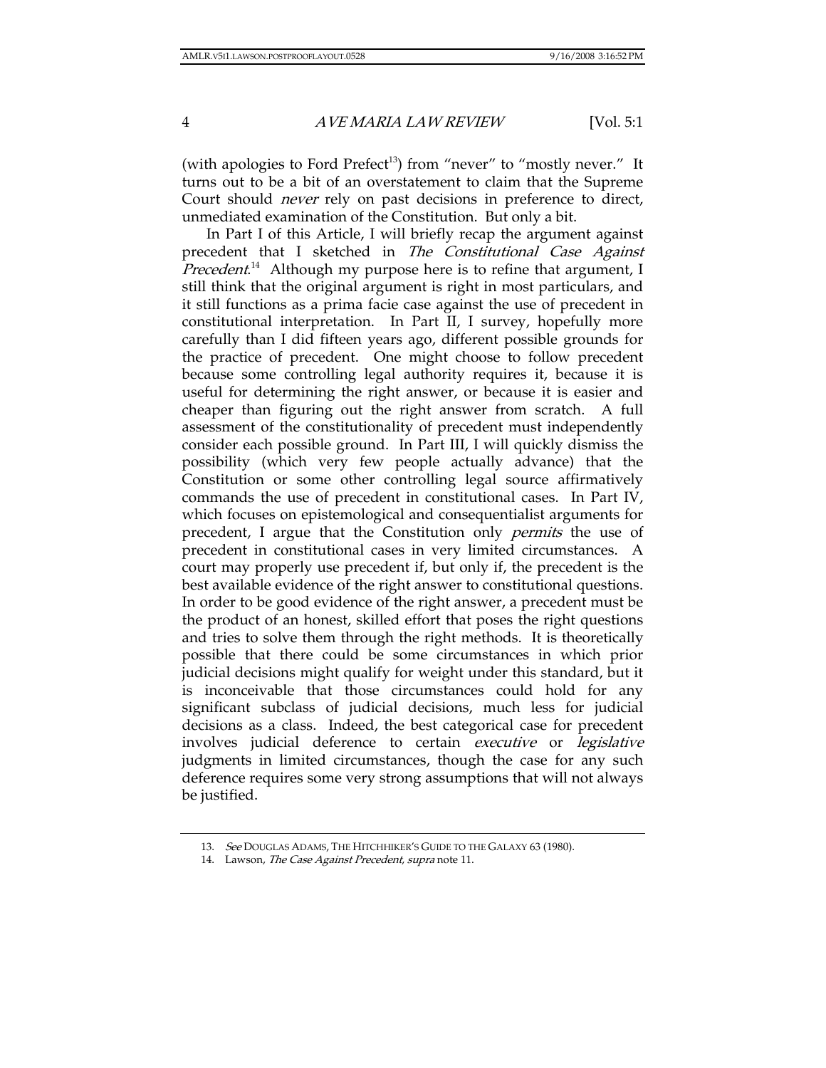(with apologies to Ford Prefect[13]) from "never" to "mostly never." It turns out to be a bit of an overstatement to claim that the Supreme Court should *never* rely on past decisions in preference to direct, unmediated examination of the Constitution. But only a bit.

In Part I of this Article, I will briefly recap the argument against precedent that I sketched in *The Constitutional Case Against Precedent*.[14] Although my purpose here is to refine that argument, I still think that the original argument is right in most particulars, and it still functions as a prima facie case against the use of precedent in constitutional interpretation. In Part II, I survey, hopefully more carefully than I did fifteen years ago, different possible grounds for the practice of precedent. One might choose to follow precedent because some controlling legal authority requires it, because it is useful for determining the right answer, or because it is easier and cheaper than figuring out the right answer from scratch. A full assessment of the constitutionality of precedent must independently consider each possible ground. In Part III, I will quickly dismiss the possibility (which very few people actually advance) that the Constitution or some other controlling legal source affirmatively commands the use of precedent in constitutional cases. In Part IV, which focuses on epistemological and consequentialist arguments for precedent, I argue that the Constitution only *permits* the use of precedent in constitutional cases in very limited circumstances. A court may properly use precedent if, but only if, the precedent is the best available evidence of the right answer to constitutional questions. In order to be good evidence of the right answer, a precedent must be the product of an honest, skilled effort that poses the right questions and tries to solve them through the right methods. It is theoretically possible that there could be some circumstances in which prior judicial decisions might qualify for weight under this standard, but it is inconceivable that those circumstances could hold for any significant subclass of judicial decisions, much less for judicial decisions as a class. Indeed, the best categorical case for precedent involves judicial deference to certain *executive* or *legislative* judgments in limited circumstances, though the case for any such deference requires some very strong assumptions that will not always be justified.

---

13. *See* DOUGLAS ADAMS, THE HITCHHIKER'S GUIDE TO THE GALAXY 63 (1980).

14. Lawson, *The Case Against Precedent*, *supra* note 11.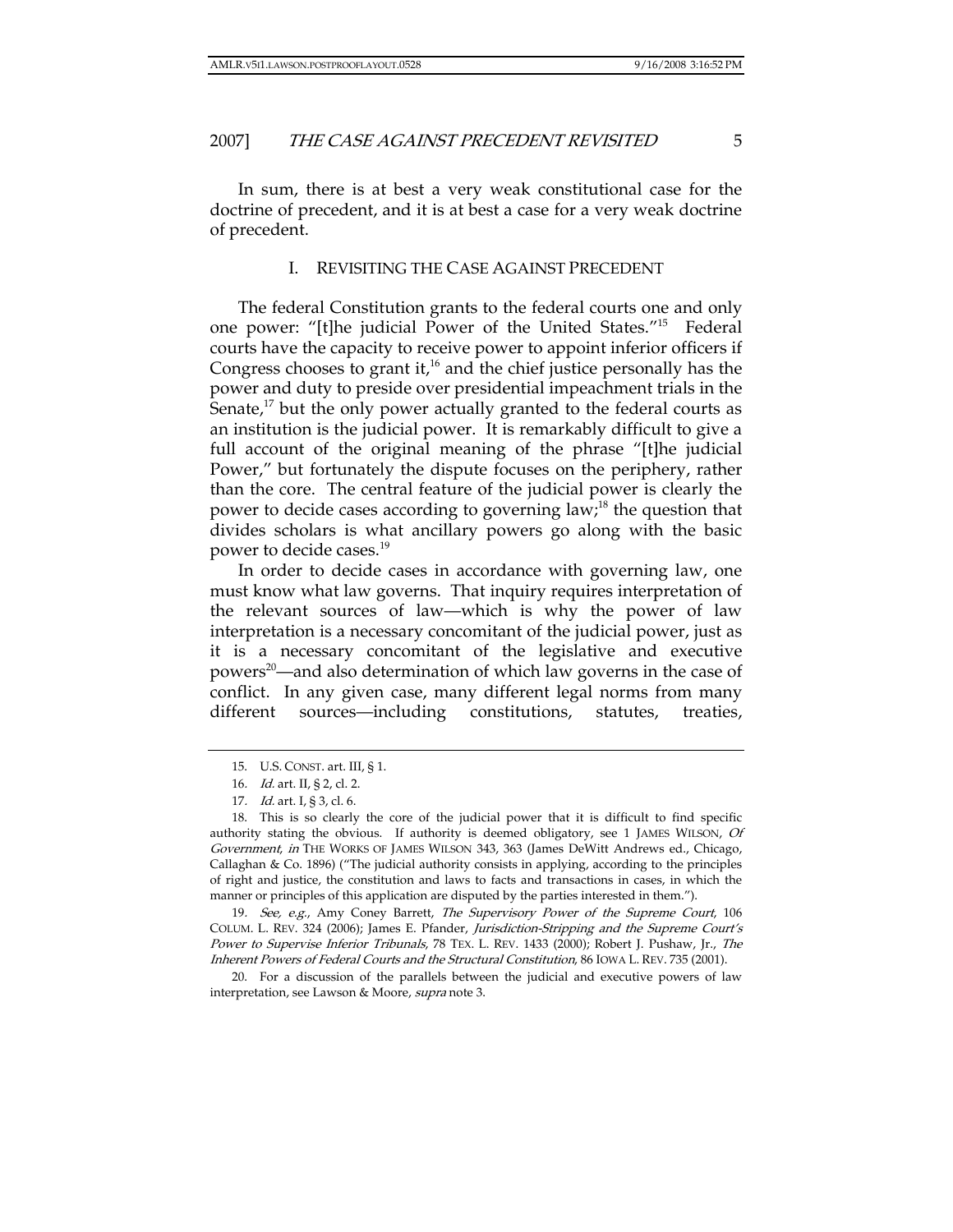In sum, there is at best a very weak constitutional case for the doctrine of precedent, and it is at best a case for a very weak doctrine of precedent.

## I. REVISITING THE CASE AGAINST PRECEDENT

The federal Constitution grants to the federal courts one and only one power: "[t]he judicial Power of the United States."[15] Federal courts have the capacity to receive power to appoint inferior officers if Congress chooses to grant it,[16] and the chief justice personally has the power and duty to preside over presidential impeachment trials in the Senate,[17] but the only power actually granted to the federal courts as an institution is the judicial power. It is remarkably difficult to give a full account of the original meaning of the phrase "[t]he judicial Power," but fortunately the dispute focuses on the periphery, rather than the core. The central feature of the judicial power is clearly the power to decide cases according to governing law;[18] the question that divides scholars is what ancillary powers go along with the basic power to decide cases.[19]

In order to decide cases in accordance with governing law, one must know what law governs. That inquiry requires interpretation of the relevant sources of law—which is why the power of law interpretation is a necessary concomitant of the judicial power, just as it is a necessary concomitant of the legislative and executive powers[20]—and also determination of which law governs in the case of conflict. In any given case, many different legal norms from many different sources—including constitutions, statutes, treaties,

---

15. U.S. CONST. art. III, § 1.

16. *Id.* art. II, § 2, cl. 2.

17. *Id.* art. I, § 3, cl. 6.

18. This is so clearly the core of the judicial power that it is difficult to find specific authority stating the obvious. If authority is deemed obligatory, see 1 JAMES WILSON, *Of Government*, *in* THE WORKS OF JAMES WILSON 343, 363 (James DeWitt Andrews ed., Chicago, Callaghan & Co. 1896) ("The judicial authority consists in applying, according to the principles of right and justice, the constitution and laws to facts and transactions in cases, in which the manner or principles of this application are disputed by the parties interested in them.").

19. *See, e.g.*, Amy Coney Barrett, *The Supervisory Power of the Supreme Court*, 106 COLUM. L. REV. 324 (2006); James E. Pfander, *Jurisdiction-Stripping and the Supreme Court's Power to Supervise Inferior Tribunals*, 78 TEX. L. REV. 1433 (2000); Robert J. Pushaw, Jr., *The Inherent Powers of Federal Courts and the Structural Constitution*, 86 IOWA L. REV. 735 (2001).

20. For a discussion of the parallels between the judicial and executive powers of law interpretation, see Lawson & Moore, *supra* note 3.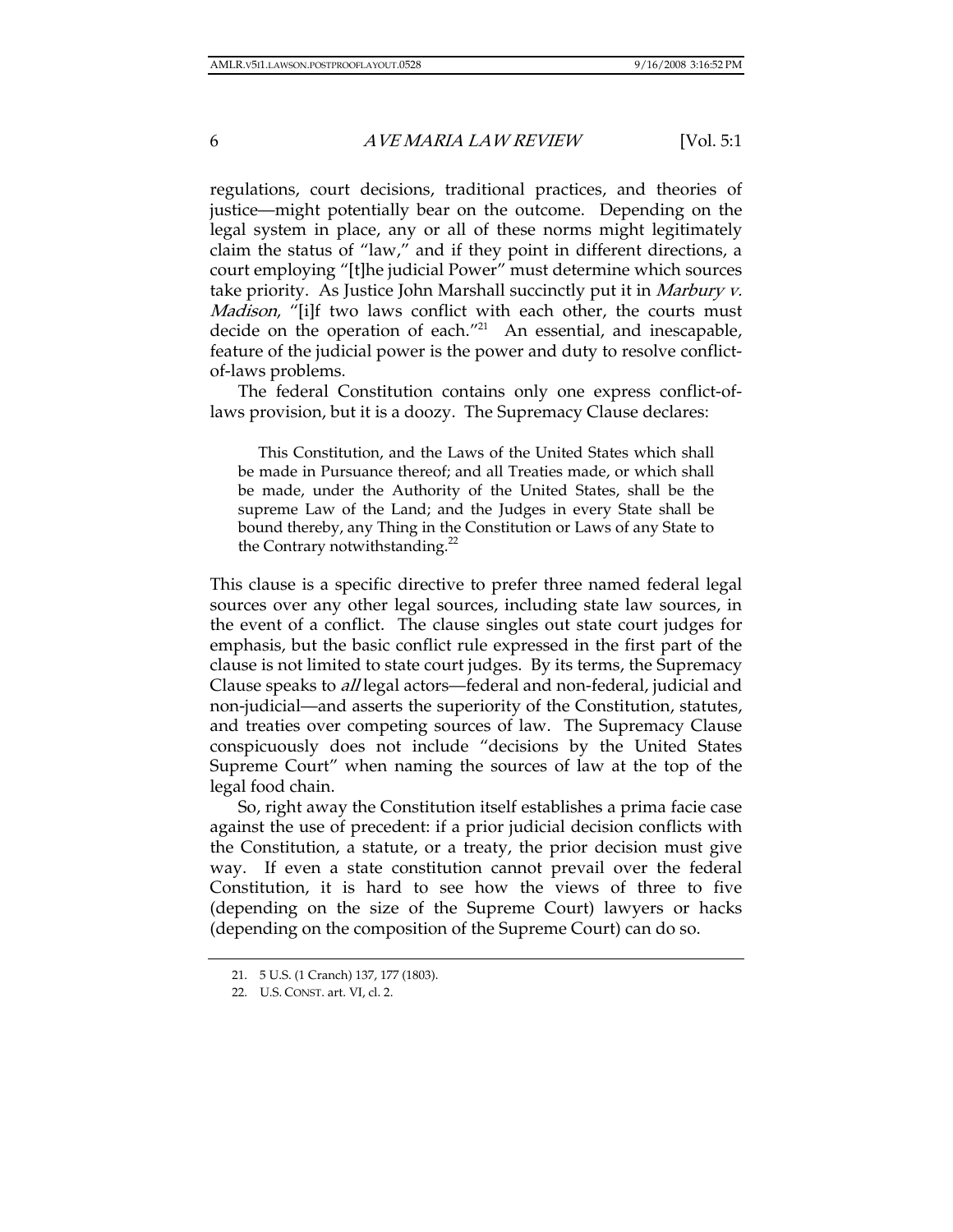regulations, court decisions, traditional practices, and theories of justice—might potentially bear on the outcome. Depending on the legal system in place, any or all of these norms might legitimately claim the status of "law," and if they point in different directions, a court employing "[t]he judicial Power" must determine which sources take priority. As Justice John Marshall succinctly put it in *Marbury v. Madison*, "[i]f two laws conflict with each other, the courts must decide on the operation of each."[21] An essential, and inescapable, feature of the judicial power is the power and duty to resolve conflict-of-laws problems.

The federal Constitution contains only one express conflict-of-laws provision, but it is a doozy. The Supremacy Clause declares:

> This Constitution, and the Laws of the United States which shall be made in Pursuance thereof; and all Treaties made, or which shall be made, under the Authority of the United States, shall be the supreme Law of the Land; and the Judges in every State shall be bound thereby, any Thing in the Constitution or Laws of any State to the Contrary notwithstanding.[22]

This clause is a specific directive to prefer three named federal legal sources over any other legal sources, including state law sources, in the event of a conflict. The clause singles out state court judges for emphasis, but the basic conflict rule expressed in the first part of the clause is not limited to state court judges. By its terms, the Supremacy Clause speaks to *all* legal actors—federal and non-federal, judicial and non-judicial—and asserts the superiority of the Constitution, statutes, and treaties over competing sources of law. The Supremacy Clause conspicuously does not include "decisions by the United States Supreme Court" when naming the sources of law at the top of the legal food chain.

So, right away the Constitution itself establishes a prima facie case against the use of precedent: if a prior judicial decision conflicts with the Constitution, a statute, or a treaty, the prior decision must give way. If even a state constitution cannot prevail over the federal Constitution, it is hard to see how the views of three to five (depending on the size of the Supreme Court) lawyers or hacks (depending on the composition of the Supreme Court) can do so.

---

21. 5 U.S. (1 Cranch) 137, 177 (1803).

22. U.S. CONST. art. VI, cl. 2.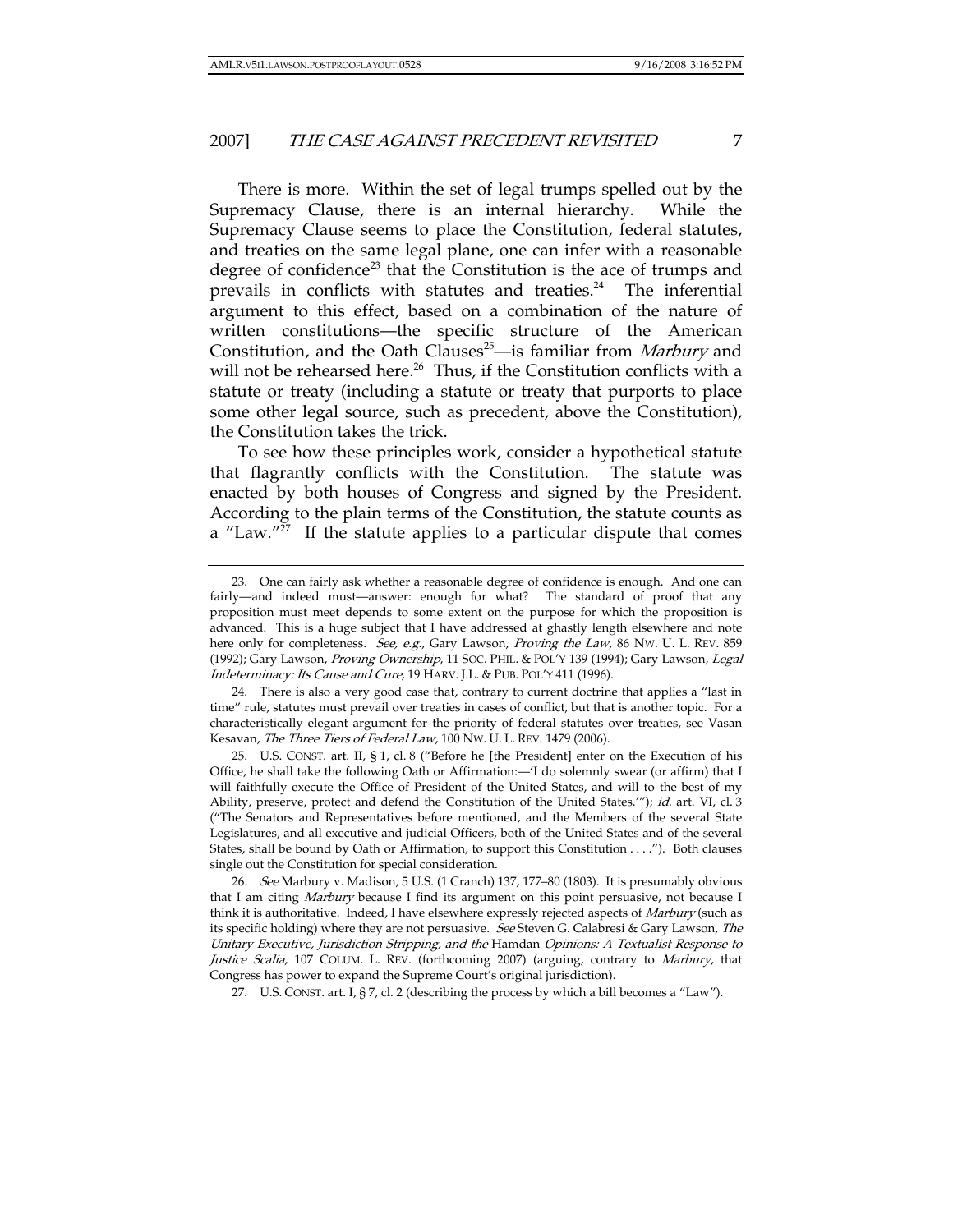There is more. Within the set of legal trumps spelled out by the Supremacy Clause, there is an internal hierarchy. While the Supremacy Clause seems to place the Constitution, federal statutes, and treaties on the same legal plane, one can infer with a reasonable degree of confidence[23] that the Constitution is the ace of trumps and prevails in conflicts with statutes and treaties.[24] The inferential argument to this effect, based on a combination of the nature of written constitutions—the specific structure of the American Constitution, and the Oath Clauses[25]—is familiar from *Marbury* and will not be rehearsed here.[26] Thus, if the Constitution conflicts with a statute or treaty (including a statute or treaty that purports to place some other legal source, such as precedent, above the Constitution), the Constitution takes the trick.

To see how these principles work, consider a hypothetical statute that flagrantly conflicts with the Constitution. The statute was enacted by both houses of Congress and signed by the President. According to the plain terms of the Constitution, the statute counts as a "Law."[27] If the statute applies to a particular dispute that comes

---

23. One can fairly ask whether a reasonable degree of confidence is enough. And one can fairly—and indeed must—answer: enough for what? The standard of proof that any proposition must meet depends to some extent on the purpose for which the proposition is advanced. This is a huge subject that I have addressed at ghastly length elsewhere and note here only for completeness. *See, e.g.*, Gary Lawson, *Proving the Law*, 86 NW. U. L. REV. 859 (1992); Gary Lawson, *Proving Ownership*, 11 SOC. PHIL. & POL'Y 139 (1994); Gary Lawson, *Legal Indeterminacy: Its Cause and Cure*, 19 HARV. J.L. & PUB. POL'Y 411 (1996).

24. There is also a very good case that, contrary to current doctrine that applies a "last in time" rule, statutes must prevail over treaties in cases of conflict, but that is another topic. For a characteristically elegant argument for the priority of federal statutes over treaties, see Vasan Kesavan, *The Three Tiers of Federal Law*, 100 NW. U. L. REV. 1479 (2006).

25. U.S. CONST. art. II, § 1, cl. 8 ("Before he [the President] enter on the Execution of his Office, he shall take the following Oath or Affirmation:—'I do solemnly swear (or affirm) that I will faithfully execute the Office of President of the United States, and will to the best of my Ability, preserve, protect and defend the Constitution of the United States.'"); *id.* art. VI, cl. 3 ("The Senators and Representatives before mentioned, and the Members of the several State Legislatures, and all executive and judicial Officers, both of the United States and of the several States, shall be bound by Oath or Affirmation, to support this Constitution . . . ."). Both clauses single out the Constitution for special consideration.

26. *See* Marbury v. Madison, 5 U.S. (1 Cranch) 137, 177–80 (1803). It is presumably obvious that I am citing *Marbury* because I find its argument on this point persuasive, not because I think it is authoritative. Indeed, I have elsewhere expressly rejected aspects of *Marbury* (such as its specific holding) where they are not persuasive. *See* Steven G. Calabresi & Gary Lawson, *The Unitary Executive, Jurisdiction Stripping, and the* Hamdan *Opinions: A Textualist Response to Justice Scalia*, 107 COLUM. L. REV. (forthcoming 2007) (arguing, contrary to *Marbury*, that Congress has power to expand the Supreme Court's original jurisdiction).

27. U.S. CONST. art. I, § 7, cl. 2 (describing the process by which a bill becomes a "Law").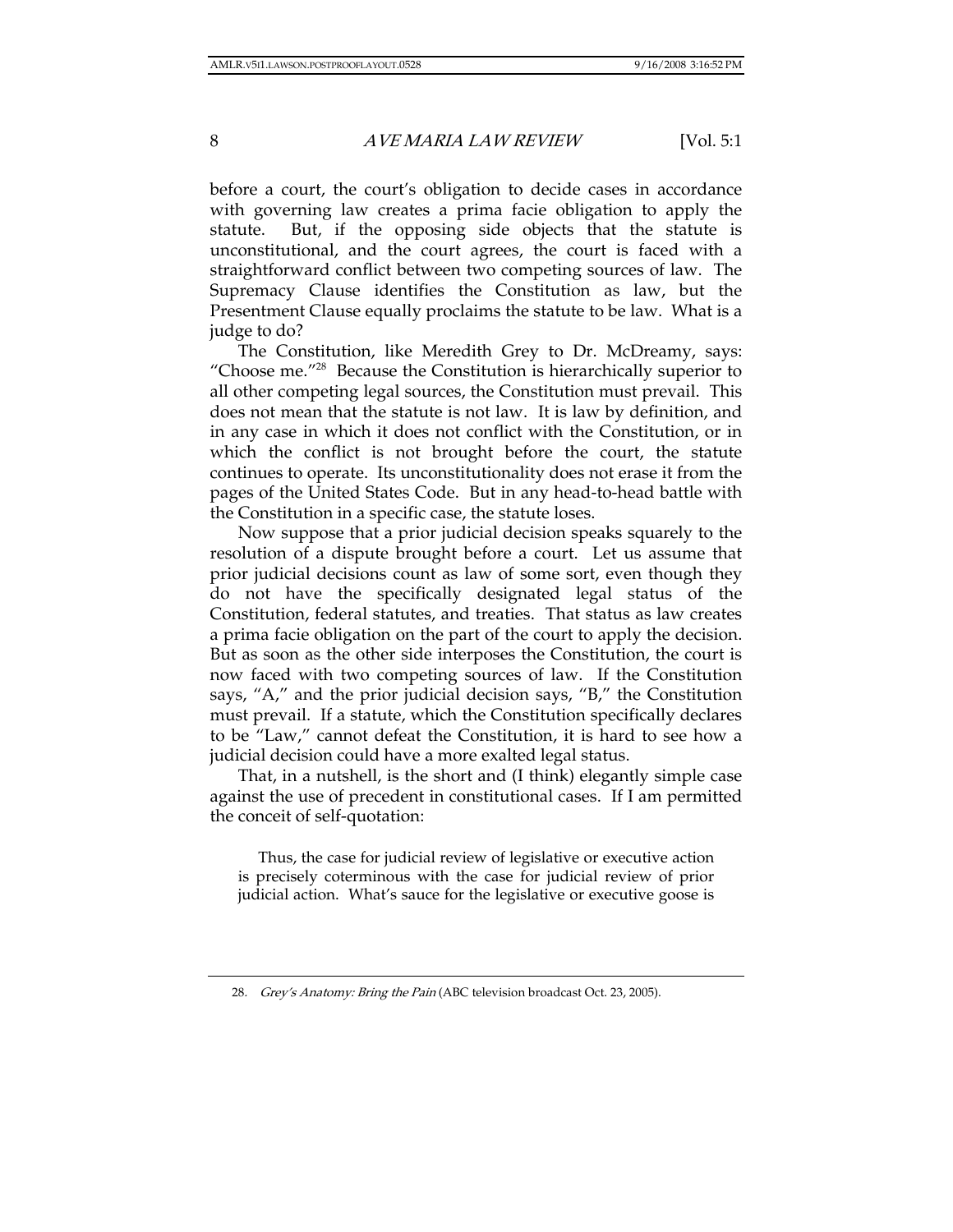before a court, the court's obligation to decide cases in accordance with governing law creates a prima facie obligation to apply the statute. But, if the opposing side objects that the statute is unconstitutional, and the court agrees, the court is faced with a straightforward conflict between two competing sources of law. The Supremacy Clause identifies the Constitution as law, but the Presentment Clause equally proclaims the statute to be law. What is a judge to do?

The Constitution, like Meredith Grey to Dr. McDreamy, says: "Choose me."[28] Because the Constitution is hierarchically superior to all other competing legal sources, the Constitution must prevail. This does not mean that the statute is not law. It is law by definition, and in any case in which it does not conflict with the Constitution, or in which the conflict is not brought before the court, the statute continues to operate. Its unconstitutionality does not erase it from the pages of the United States Code. But in any head-to-head battle with the Constitution in a specific case, the statute loses.

Now suppose that a prior judicial decision speaks squarely to the resolution of a dispute brought before a court. Let us assume that prior judicial decisions count as law of some sort, even though they do not have the specifically designated legal status of the Constitution, federal statutes, and treaties. That status as law creates a prima facie obligation on the part of the court to apply the decision. But as soon as the other side interposes the Constitution, the court is now faced with two competing sources of law. If the Constitution says, "A," and the prior judicial decision says, "B," the Constitution must prevail. If a statute, which the Constitution specifically declares to be "Law," cannot defeat the Constitution, it is hard to see how a judicial decision could have a more exalted legal status.

That, in a nutshell, is the short and (I think) elegantly simple case against the use of precedent in constitutional cases. If I am permitted the conceit of self-quotation:

> Thus, the case for judicial review of legislative or executive action is precisely coterminous with the case for judicial review of prior judicial action. What's sauce for the legislative or executive goose is

28. *Grey's Anatomy: Bring the Pain* (ABC television broadcast Oct. 23, 2005).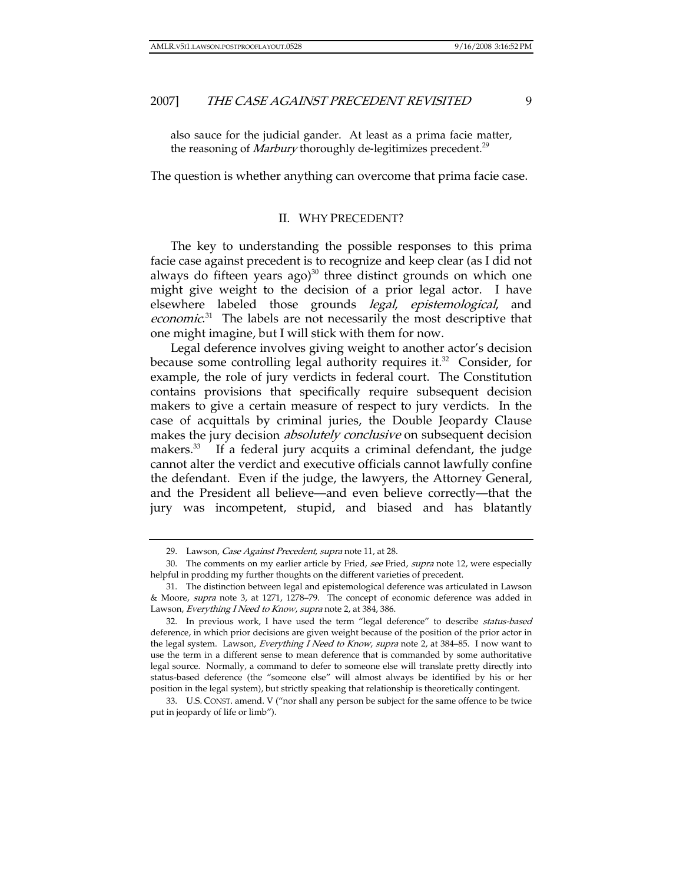also sauce for the judicial gander. At least as a prima facie matter, the reasoning of *Marbury* thoroughly de-legitimizes precedent.[29]

The question is whether anything can overcome that prima facie case.

## II. WHY PRECEDENT?

The key to understanding the possible responses to this prima facie case against precedent is to recognize and keep clear (as I did not always do fifteen years ago)[30] three distinct grounds on which one might give weight to the decision of a prior legal actor. I have elsewhere labeled those grounds *legal*, *epistemological*, and *economic*.[31] The labels are not necessarily the most descriptive that one might imagine, but I will stick with them for now.

Legal deference involves giving weight to another actor's decision because some controlling legal authority requires it.[32] Consider, for example, the role of jury verdicts in federal court. The Constitution contains provisions that specifically require subsequent decision makers to give a certain measure of respect to jury verdicts. In the case of acquittals by criminal juries, the Double Jeopardy Clause makes the jury decision *absolutely conclusive* on subsequent decision makers.[33] If a federal jury acquits a criminal defendant, the judge cannot alter the verdict and executive officials cannot lawfully confine the defendant. Even if the judge, the lawyers, the Attorney General, and the President all believe—and even believe correctly—that the jury was incompetent, stupid, and biased and has blatantly

---

29. Lawson, *Case Against Precedent*, *supra* note 11, at 28.

30. The comments on my earlier article by Fried, *see* Fried, *supra* note 12, were especially helpful in prodding my further thoughts on the different varieties of precedent.

31. The distinction between legal and epistemological deference was articulated in Lawson & Moore, *supra* note 3, at 1271, 1278–79. The concept of economic deference was added in Lawson, *Everything I Need to Know*, *supra* note 2, at 384, 386.

32. In previous work, I have used the term "legal deference" to describe *status-based* deference, in which prior decisions are given weight because of the position of the prior actor in the legal system. Lawson, *Everything I Need to Know*, *supra* note 2, at 384–85. I now want to use the term in a different sense to mean deference that is commanded by some authoritative legal source. Normally, a command to defer to someone else will translate pretty directly into status-based deference (the "someone else" will almost always be identified by his or her position in the legal system), but strictly speaking that relationship is theoretically contingent.

33. U.S. CONST. amend. V ("nor shall any person be subject for the same offence to be twice put in jeopardy of life or limb").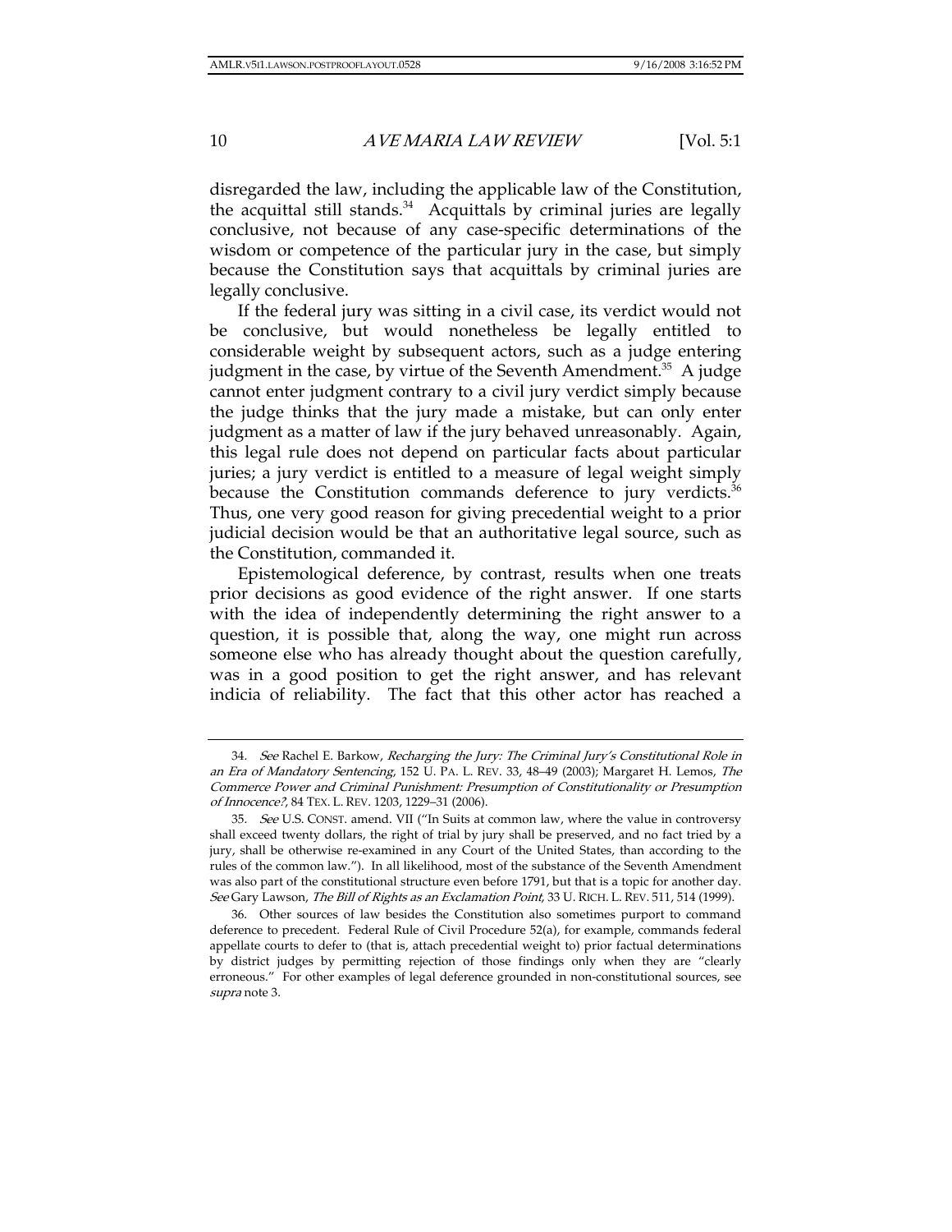disregarded the law, including the applicable law of the Constitution, the acquittal still stands.[34] Acquittals by criminal juries are legally conclusive, not because of any case-specific determinations of the wisdom or competence of the particular jury in the case, but simply because the Constitution says that acquittals by criminal juries are legally conclusive.

If the federal jury was sitting in a civil case, its verdict would not be conclusive, but would nonetheless be legally entitled to considerable weight by subsequent actors, such as a judge entering judgment in the case, by virtue of the Seventh Amendment.[35] A judge cannot enter judgment contrary to a civil jury verdict simply because the judge thinks that the jury made a mistake, but can only enter judgment as a matter of law if the jury behaved unreasonably. Again, this legal rule does not depend on particular facts about particular juries; a jury verdict is entitled to a measure of legal weight simply because the Constitution commands deference to jury verdicts.[36] Thus, one very good reason for giving precedential weight to a prior judicial decision would be that an authoritative legal source, such as the Constitution, commanded it.

Epistemological deference, by contrast, results when one treats prior decisions as good evidence of the right answer. If one starts with the idea of independently determining the right answer to a question, it is possible that, along the way, one might run across someone else who has already thought about the question carefully, was in a good position to get the right answer, and has relevant indicia of reliability. The fact that this other actor has reached a

---

34. *See* Rachel E. Barkow, *Recharging the Jury: The Criminal Jury's Constitutional Role in an Era of Mandatory Sentencing*, 152 U. PA. L. REV. 33, 48–49 (2003); Margaret H. Lemos, *The Commerce Power and Criminal Punishment: Presumption of Constitutionality or Presumption of Innocence?*, 84 TEX. L. REV. 1203, 1229–31 (2006).

35. *See* U.S. CONST. amend. VII ("In Suits at common law, where the value in controversy shall exceed twenty dollars, the right of trial by jury shall be preserved, and no fact tried by a jury, shall be otherwise re-examined in any Court of the United States, than according to the rules of the common law."). In all likelihood, most of the substance of the Seventh Amendment was also part of the constitutional structure even before 1791, but that is a topic for another day. *See* Gary Lawson, *The Bill of Rights as an Exclamation Point*, 33 U. RICH. L. REV. 511, 514 (1999).

36. Other sources of law besides the Constitution also sometimes purport to command deference to precedent. Federal Rule of Civil Procedure 52(a), for example, commands federal appellate courts to defer to (that is, attach precedential weight to) prior factual determinations by district judges by permitting rejection of those findings only when they are "clearly erroneous." For other examples of legal deference grounded in non-constitutional sources, see *supra* note 3.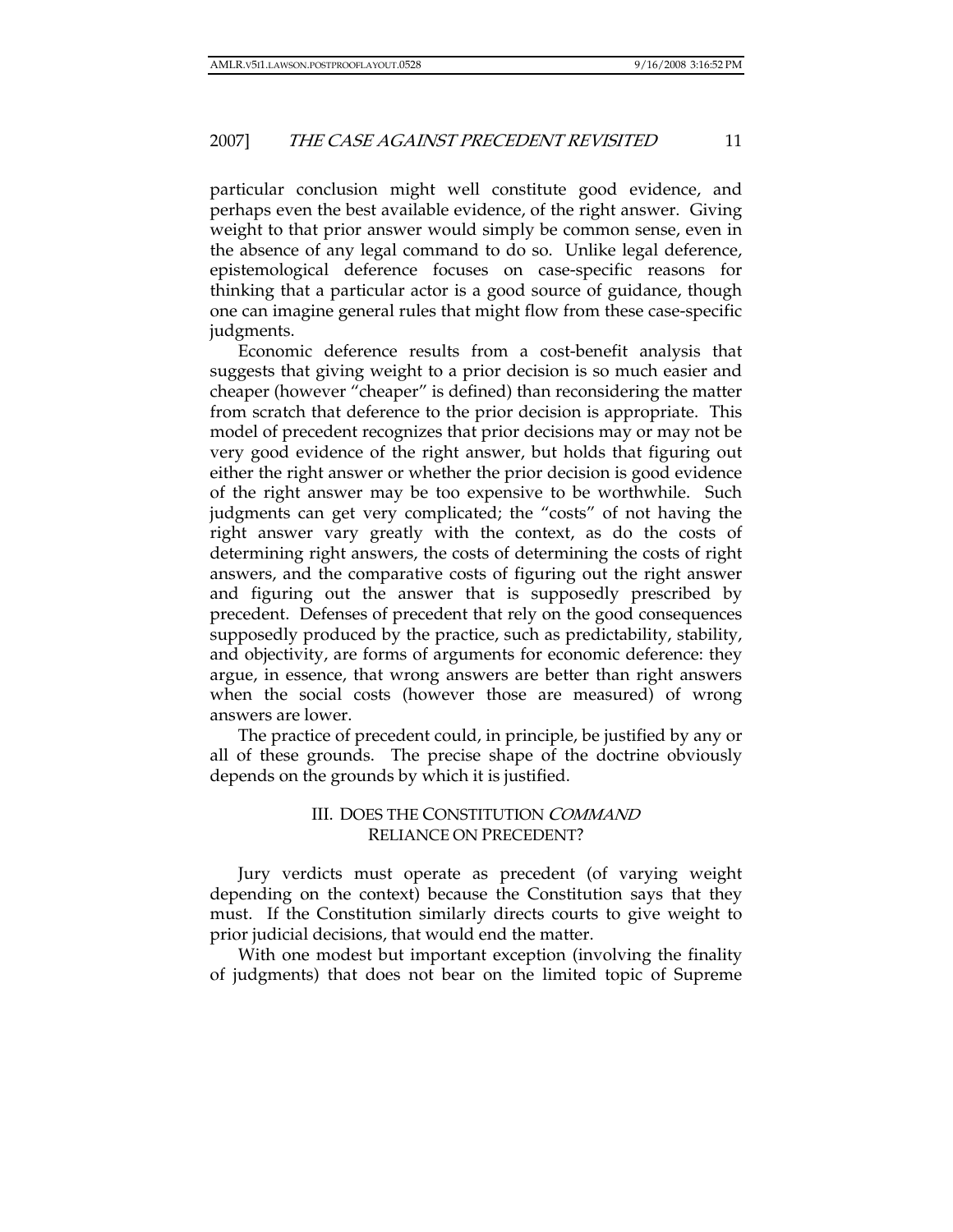particular conclusion might well constitute good evidence, and perhaps even the best available evidence, of the right answer. Giving weight to that prior answer would simply be common sense, even in the absence of any legal command to do so. Unlike legal deference, epistemological deference focuses on case-specific reasons for thinking that a particular actor is a good source of guidance, though one can imagine general rules that might flow from these case-specific judgments.

Economic deference results from a cost-benefit analysis that suggests that giving weight to a prior decision is so much easier and cheaper (however "cheaper" is defined) than reconsidering the matter from scratch that deference to the prior decision is appropriate. This model of precedent recognizes that prior decisions may or may not be very good evidence of the right answer, but holds that figuring out either the right answer or whether the prior decision is good evidence of the right answer may be too expensive to be worthwhile. Such judgments can get very complicated; the "costs" of not having the right answer vary greatly with the context, as do the costs of determining right answers, the costs of determining the costs of right answers, and the comparative costs of figuring out the right answer and figuring out the answer that is supposedly prescribed by precedent. Defenses of precedent that rely on the good consequences supposedly produced by the practice, such as predictability, stability, and objectivity, are forms of arguments for economic deference: they argue, in essence, that wrong answers are better than right answers when the social costs (however those are measured) of wrong answers are lower.

The practice of precedent could, in principle, be justified by any or all of these grounds. The precise shape of the doctrine obviously depends on the grounds by which it is justified.

## III. DOES THE CONSTITUTION *COMMAND* RELIANCE ON PRECEDENT?

Jury verdicts must operate as precedent (of varying weight depending on the context) because the Constitution says that they must. If the Constitution similarly directs courts to give weight to prior judicial decisions, that would end the matter.

With one modest but important exception (involving the finality of judgments) that does not bear on the limited topic of Supreme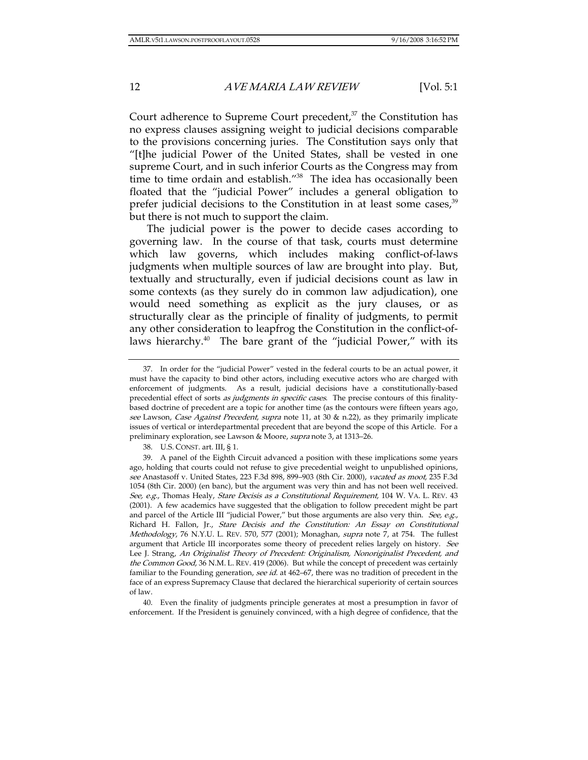Court adherence to Supreme Court precedent,[37] the Constitution has no express clauses assigning weight to judicial decisions comparable to the provisions concerning juries. The Constitution says only that "[t]he judicial Power of the United States, shall be vested in one supreme Court, and in such inferior Courts as the Congress may from time to time ordain and establish."[38] The idea has occasionally been floated that the "judicial Power" includes a general obligation to prefer judicial decisions to the Constitution in at least some cases,[39] but there is not much to support the claim.

The judicial power is the power to decide cases according to governing law. In the course of that task, courts must determine which law governs, which includes making conflict-of-laws judgments when multiple sources of law are brought into play. But, textually and structurally, even if judicial decisions count as law in some contexts (as they surely do in common law adjudication), one would need something as explicit as the jury clauses, or as structurally clear as the principle of finality of judgments, to permit any other consideration to leapfrog the Constitution in the conflict-of-laws hierarchy.[40] The bare grant of the "judicial Power," with its

---

37. In order for the "judicial Power" vested in the federal courts to be an actual power, it must have the capacity to bind other actors, including executive actors who are charged with enforcement of judgments. As a result, judicial decisions have a constitutionally-based precedential effect of sorts *as judgments in specific cases*. The precise contours of this finality-based doctrine of precedent are a topic for another time (as the contours were fifteen years ago, *see* Lawson, *Case Against Precedent*, *supra* note 11, at 30 & n.22), as they primarily implicate issues of vertical or interdepartmental precedent that are beyond the scope of this Article. For a preliminary exploration, see Lawson & Moore, *supra* note 3, at 1313–26.

38. U.S. CONST. art. III, § 1.

39. A panel of the Eighth Circuit advanced a position with these implications some years ago, holding that courts could not refuse to give precedential weight to unpublished opinions, *see* Anastasoff v. United States, 223 F.3d 898, 899–903 (8th Cir. 2000), *vacated as moot*, 235 F.3d 1054 (8th Cir. 2000) (en banc), but the argument was very thin and has not been well received. *See, e.g.*, Thomas Healy, *Stare Decisis as a Constitutional Requirement*, 104 W. VA. L. REV. 43 (2001). A few academics have suggested that the obligation to follow precedent might be part and parcel of the Article III "judicial Power," but those arguments are also very thin. *See, e.g.*, Richard H. Fallon, Jr., *Stare Decisis and the Constitution: An Essay on Constitutional Methodology*, 76 N.Y.U. L. REV. 570, 577 (2001); Monaghan, *supra* note 7, at 754. The fullest argument that Article III incorporates some theory of precedent relies largely on history. *See* Lee J. Strang, *An Originalist Theory of Precedent: Originalism, Nonoriginalist Precedent, and the Common Good*, 36 N.M. L. REV. 419 (2006). But while the concept of precedent was certainly familiar to the Founding generation, *see id.* at 462–67, there was no tradition of precedent in the face of an express Supremacy Clause that declared the hierarchical superiority of certain sources of law.

40. Even the finality of judgments principle generates at most a presumption in favor of enforcement. If the President is genuinely convinced, with a high degree of confidence, that the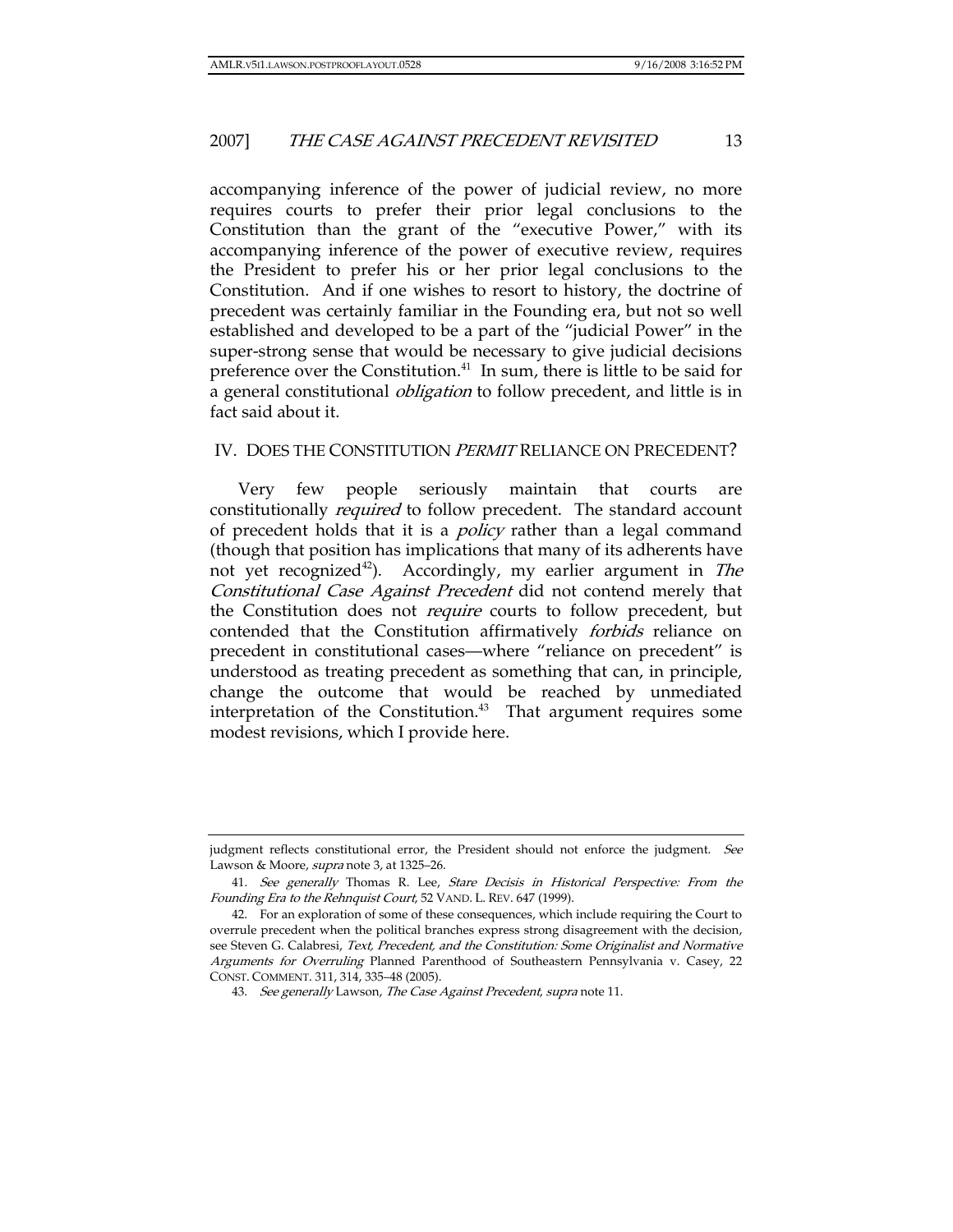accompanying inference of the power of judicial review, no more requires courts to prefer their prior legal conclusions to the Constitution than the grant of the "executive Power," with its accompanying inference of the power of executive review, requires the President to prefer his or her prior legal conclusions to the Constitution. And if one wishes to resort to history, the doctrine of precedent was certainly familiar in the Founding era, but not so well established and developed to be a part of the "judicial Power" in the super-strong sense that would be necessary to give judicial decisions preference over the Constitution.[41] In sum, there is little to be said for a general constitutional *obligation* to follow precedent, and little is in fact said about it.

## IV. DOES THE CONSTITUTION *PERMIT* RELIANCE ON PRECEDENT?

Very few people seriously maintain that courts are constitutionally *required* to follow precedent. The standard account of precedent holds that it is a *policy* rather than a legal command (though that position has implications that many of its adherents have not yet recognized[42]). Accordingly, my earlier argument in *The Constitutional Case Against Precedent* did not contend merely that the Constitution does not *require* courts to follow precedent, but contended that the Constitution affirmatively *forbids* reliance on precedent in constitutional cases—where "reliance on precedent" is understood as treating precedent as something that can, in principle, change the outcome that would be reached by unmediated interpretation of the Constitution.[43] That argument requires some modest revisions, which I provide here.

---

judgment reflects constitutional error, the President should not enforce the judgment. *See* Lawson & Moore, *supra* note 3, at 1325–26.

41. *See generally* Thomas R. Lee, *Stare Decisis in Historical Perspective: From the Founding Era to the Rehnquist Court*, 52 VAND. L. REV. 647 (1999).

42. For an exploration of some of these consequences, which include requiring the Court to overrule precedent when the political branches express strong disagreement with the decision, see Steven G. Calabresi, *Text, Precedent, and the Constitution: Some Originalist and Normative Arguments for Overruling* Planned Parenthood of Southeastern Pennsylvania v. Casey, 22 CONST. COMMENT. 311, 314, 335–48 (2005).

43. *See generally* Lawson, *The Case Against Precedent*, *supra* note 11.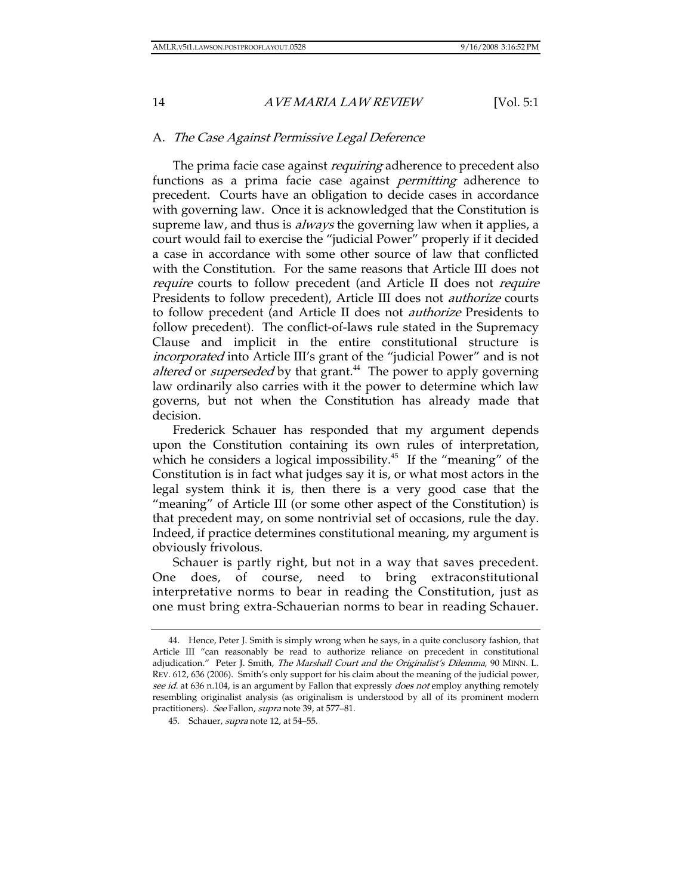### A. *The Case Against Permissive Legal Deference*

The prima facie case against *requiring* adherence to precedent also functions as a prima facie case against *permitting* adherence to precedent. Courts have an obligation to decide cases in accordance with governing law. Once it is acknowledged that the Constitution is supreme law, and thus is *always* the governing law when it applies, a court would fail to exercise the "judicial Power" properly if it decided a case in accordance with some other source of law that conflicted with the Constitution. For the same reasons that Article III does not *require* courts to follow precedent (and Article II does not *require* Presidents to follow precedent), Article III does not *authorize* courts to follow precedent (and Article II does not *authorize* Presidents to follow precedent). The conflict-of-laws rule stated in the Supremacy Clause and implicit in the entire constitutional structure is *incorporated* into Article III's grant of the "judicial Power" and is not *altered* or *superseded* by that grant.[44] The power to apply governing law ordinarily also carries with it the power to determine which law governs, but not when the Constitution has already made that decision.

Frederick Schauer has responded that my argument depends upon the Constitution containing its own rules of interpretation, which he considers a logical impossibility.[45] If the "meaning" of the Constitution is in fact what judges say it is, or what most actors in the legal system think it is, then there is a very good case that the "meaning" of Article III (or some other aspect of the Constitution) is that precedent may, on some nontrivial set of occasions, rule the day. Indeed, if practice determines constitutional meaning, my argument is obviously frivolous.

Schauer is partly right, but not in a way that saves precedent. One does, of course, need to bring extraconstitutional interpretative norms to bear in reading the Constitution, just as one must bring extra-Schauerian norms to bear in reading Schauer.

---

44. Hence, Peter J. Smith is simply wrong when he says, in a quite conclusory fashion, that Article III "can reasonably be read to authorize reliance on precedent in constitutional adjudication." Peter J. Smith, *The Marshall Court and the Originalist's Dilemma*, 90 MINN. L. REV. 612, 636 (2006). Smith's only support for his claim about the meaning of the judicial power, *see id.* at 636 n.104, is an argument by Fallon that expressly *does not* employ anything remotely resembling originalist analysis (as originalism is understood by all of its prominent modern practitioners). *See* Fallon, *supra* note 39, at 577–81.

45. Schauer, *supra* note 12, at 54–55.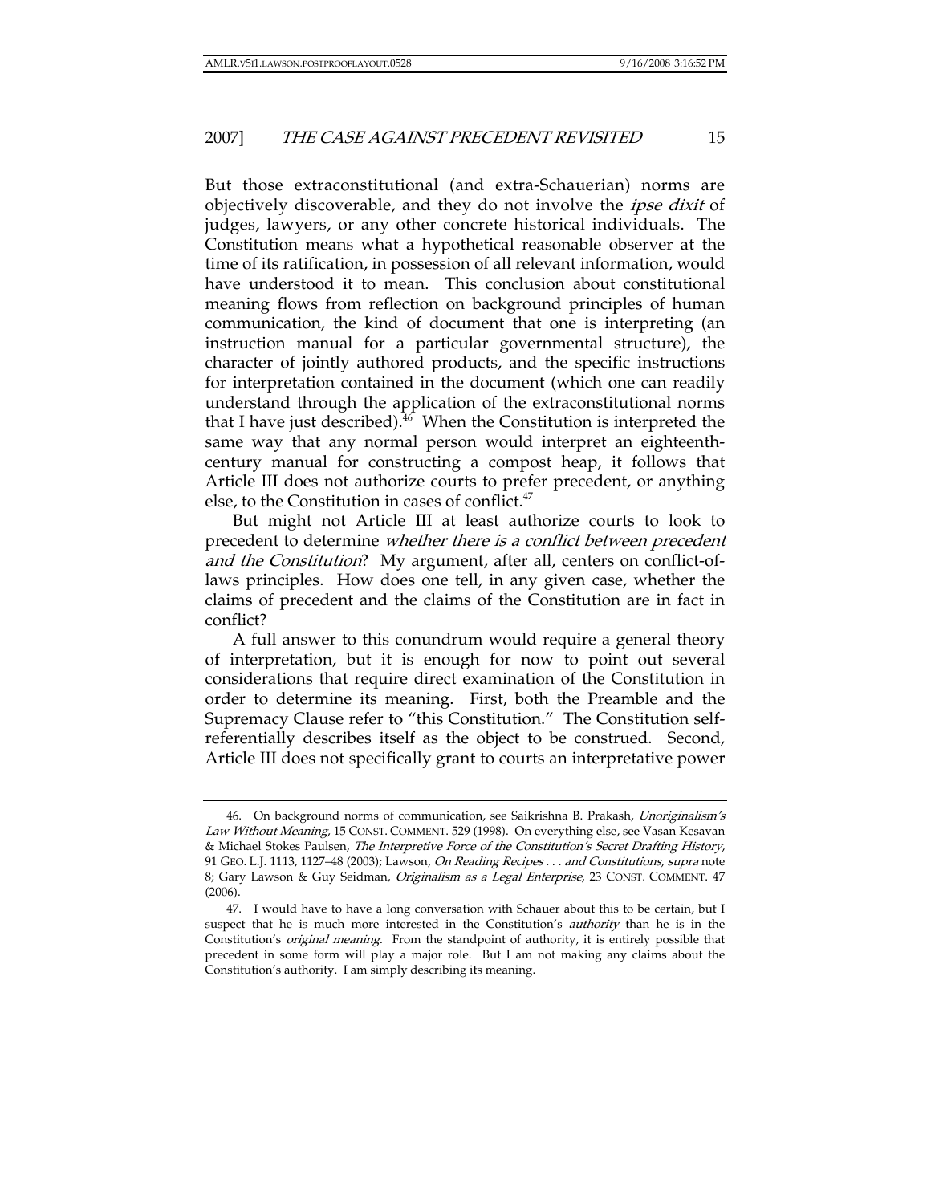But those extraconstitutional (and extra-Schauerian) norms are objectively discoverable, and they do not involve the *ipse dixit* of judges, lawyers, or any other concrete historical individuals. The Constitution means what a hypothetical reasonable observer at the time of its ratification, in possession of all relevant information, would have understood it to mean. This conclusion about constitutional meaning flows from reflection on background principles of human communication, the kind of document that one is interpreting (an instruction manual for a particular governmental structure), the character of jointly authored products, and the specific instructions for interpretation contained in the document (which one can readily understand through the application of the extraconstitutional norms that I have just described).[46] When the Constitution is interpreted the same way that any normal person would interpret an eighteenth-century manual for constructing a compost heap, it follows that Article III does not authorize courts to prefer precedent, or anything else, to the Constitution in cases of conflict.[47]

But might not Article III at least authorize courts to look to precedent to determine *whether there is a conflict between precedent and the Constitution*? My argument, after all, centers on conflict-of-laws principles. How does one tell, in any given case, whether the claims of precedent and the claims of the Constitution are in fact in conflict?

A full answer to this conundrum would require a general theory of interpretation, but it is enough for now to point out several considerations that require direct examination of the Constitution in order to determine its meaning. First, both the Preamble and the Supremacy Clause refer to "this Constitution." The Constitution self-referentially describes itself as the object to be construed. Second, Article III does not specifically grant to courts an interpretative power

---

46. On background norms of communication, see Saikrishna B. Prakash, *Unoriginalism's Law Without Meaning*, 15 CONST. COMMENT. 529 (1998). On everything else, see Vasan Kesavan & Michael Stokes Paulsen, *The Interpretive Force of the Constitution's Secret Drafting History*, 91 GEO. L.J. 1113, 1127–48 (2003); Lawson, *On Reading Recipes . . . and Constitutions*, *supra* note 8; Gary Lawson & Guy Seidman, *Originalism as a Legal Enterprise*, 23 CONST. COMMENT. 47 (2006).

47. I would have to have a long conversation with Schauer about this to be certain, but I suspect that he is much more interested in the Constitution's *authority* than he is in the Constitution's *original meaning*. From the standpoint of authority, it is entirely possible that precedent in some form will play a major role. But I am not making any claims about the Constitution's authority. I am simply describing its meaning.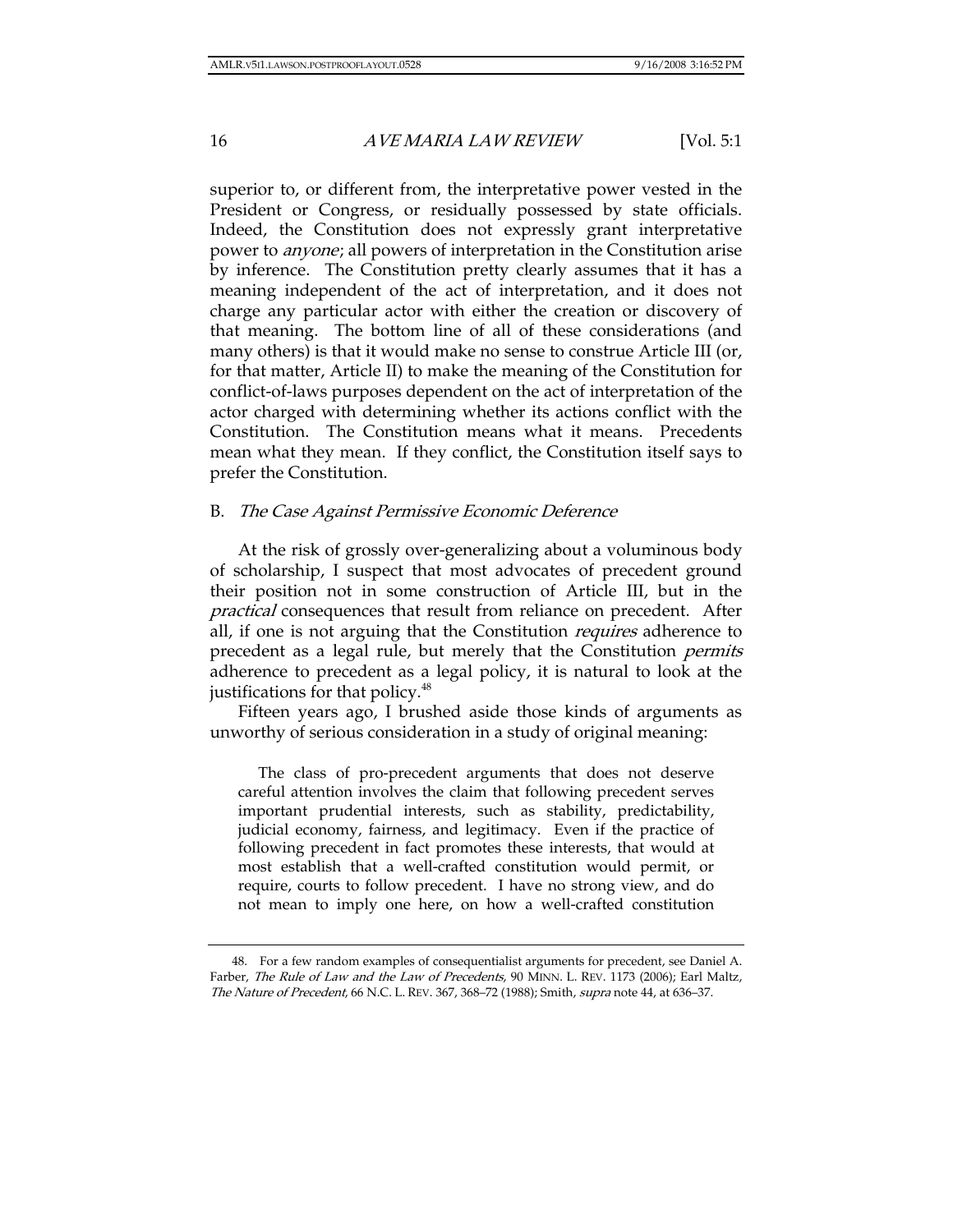superior to, or different from, the interpretative power vested in the President or Congress, or residually possessed by state officials. Indeed, the Constitution does not expressly grant interpretative power to *anyone*; all powers of interpretation in the Constitution arise by inference. The Constitution pretty clearly assumes that it has a meaning independent of the act of interpretation, and it does not charge any particular actor with either the creation or discovery of that meaning. The bottom line of all of these considerations (and many others) is that it would make no sense to construe Article III (or, for that matter, Article II) to make the meaning of the Constitution for conflict-of-laws purposes dependent on the act of interpretation of the actor charged with determining whether its actions conflict with the Constitution. The Constitution means what it means. Precedents mean what they mean. If they conflict, the Constitution itself says to prefer the Constitution.

## B. *The Case Against Permissive Economic Deference*

At the risk of grossly over-generalizing about a voluminous body of scholarship, I suspect that most advocates of precedent ground their position not in some construction of Article III, but in the *practical* consequences that result from reliance on precedent. After all, if one is not arguing that the Constitution *requires* adherence to precedent as a legal rule, but merely that the Constitution *permits* adherence to precedent as a legal policy, it is natural to look at the justifications for that policy.[48]

Fifteen years ago, I brushed aside those kinds of arguments as unworthy of serious consideration in a study of original meaning:

> The class of pro-precedent arguments that does not deserve careful attention involves the claim that following precedent serves important prudential interests, such as stability, predictability, judicial economy, fairness, and legitimacy. Even if the practice of following precedent in fact promotes these interests, that would at most establish that a well-crafted constitution would permit, or require, courts to follow precedent. I have no strong view, and do not mean to imply one here, on how a well-crafted constitution

---

48. For a few random examples of consequentialist arguments for precedent, see Daniel A. Farber, *The Rule of Law and the Law of Precedents*, 90 MINN. L. REV. 1173 (2006); Earl Maltz, *The Nature of Precedent*, 66 N.C. L. REV. 367, 368–72 (1988); Smith, *supra* note 44, at 636–37.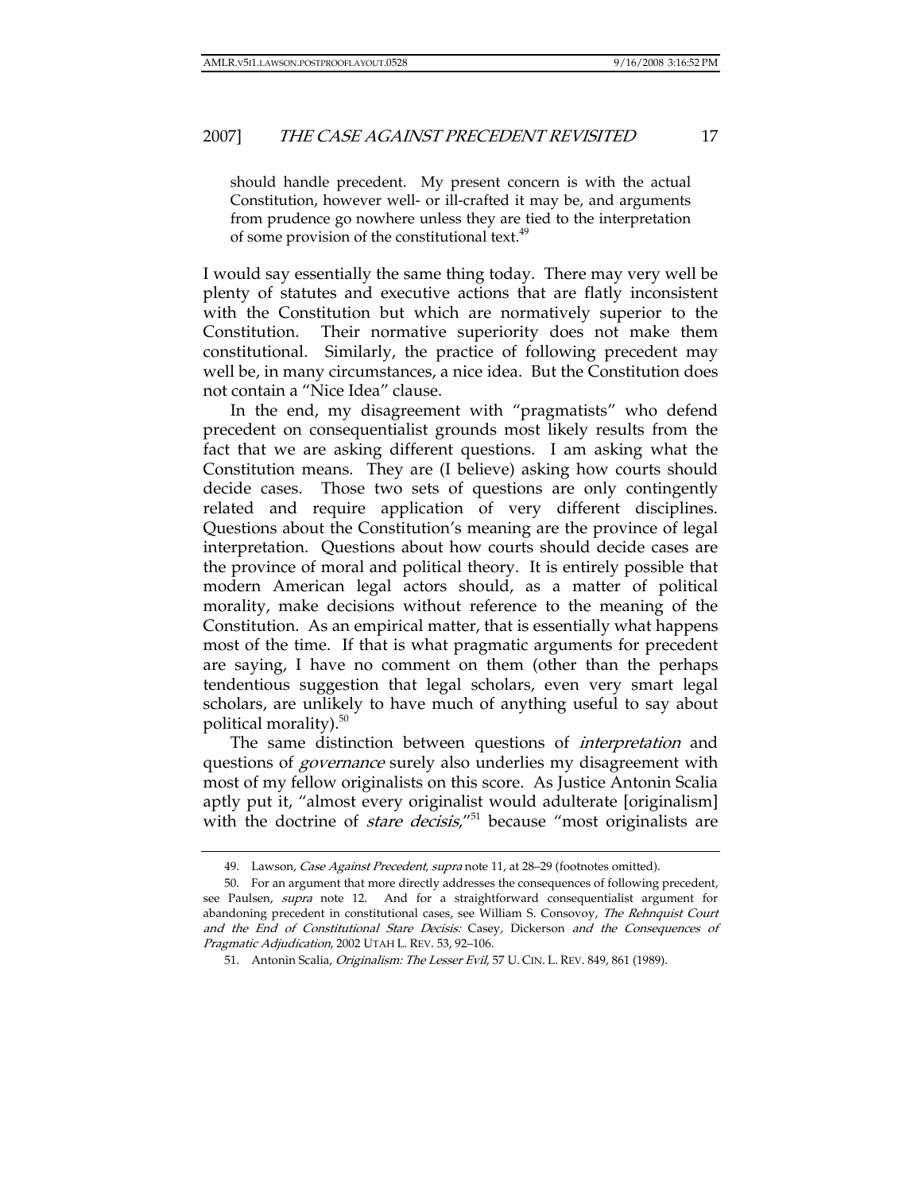should handle precedent. My present concern is with the actual Constitution, however well- or ill-crafted it may be, and arguments from prudence go nowhere unless they are tied to the interpretation of some provision of the constitutional text.[49]

I would say essentially the same thing today. There may very well be plenty of statutes and executive actions that are flatly inconsistent with the Constitution but which are normatively superior to the Constitution. Their normative superiority does not make them constitutional. Similarly, the practice of following precedent may well be, in many circumstances, a nice idea. But the Constitution does not contain a "Nice Idea" clause.

In the end, my disagreement with "pragmatists" who defend precedent on consequentialist grounds most likely results from the fact that we are asking different questions. I am asking what the Constitution means. They are (I believe) asking how courts should decide cases. Those two sets of questions are only contingently related and require application of very different disciplines. Questions about the Constitution's meaning are the province of legal interpretation. Questions about how courts should decide cases are the province of moral and political theory. It is entirely possible that modern American legal actors should, as a matter of political morality, make decisions without reference to the meaning of the Constitution. As an empirical matter, that is essentially what happens most of the time. If that is what pragmatic arguments for precedent are saying, I have no comment on them (other than the perhaps tendentious suggestion that legal scholars, even very smart legal scholars, are unlikely to have much of anything useful to say about political morality).[50]

The same distinction between questions of *interpretation* and questions of *governance* surely also underlies my disagreement with most of my fellow originalists on this score. As Justice Antonin Scalia aptly put it, "almost every originalist would adulterate [originalism] with the doctrine of *stare decisis*,"[51] because "most originalists are

---

49. Lawson, *Case Against Precedent*, *supra* note 11, at 28–29 (footnotes omitted).

50. For an argument that more directly addresses the consequences of following precedent, see Paulsen, *supra* note 12. And for a straightforward consequentialist argument for abandoning precedent in constitutional cases, see William S. Consovoy, *The Rehnquist Court and the End of Constitutional Stare Decisis:* Casey*,* Dickerson *and the Consequences of Pragmatic Adjudication*, 2002 UTAH L. REV. 53, 92–106.

51. Antonin Scalia, *Originalism: The Lesser Evil*, 57 U. CIN. L. REV. 849, 861 (1989).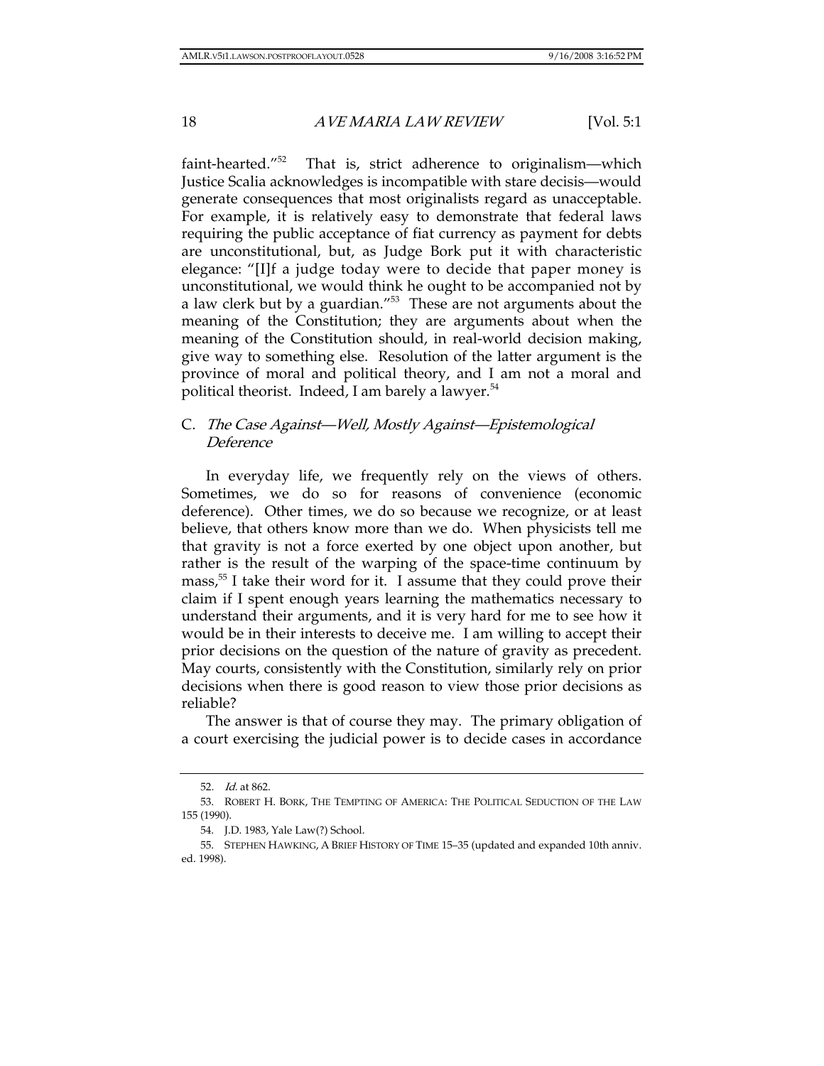faint-hearted."[52] That is, strict adherence to originalism—which Justice Scalia acknowledges is incompatible with stare decisis—would generate consequences that most originalists regard as unacceptable. For example, it is relatively easy to demonstrate that federal laws requiring the public acceptance of fiat currency as payment for debts are unconstitutional, but, as Judge Bork put it with characteristic elegance: "[I]f a judge today were to decide that paper money is unconstitutional, we would think he ought to be accompanied not by a law clerk but by a guardian."[53] These are not arguments about the meaning of the Constitution; they are arguments about when the meaning of the Constitution should, in real-world decision making, give way to something else. Resolution of the latter argument is the province of moral and political theory, and I am not a moral and political theorist. Indeed, I am barely a lawyer.[54]

### C. *The Case Against—Well, Mostly Against—Epistemological Deference*

In everyday life, we frequently rely on the views of others. Sometimes, we do so for reasons of convenience (economic deference). Other times, we do so because we recognize, or at least believe, that others know more than we do. When physicists tell me that gravity is not a force exerted by one object upon another, but rather is the result of the warping of the space-time continuum by mass,[55] I take their word for it. I assume that they could prove their claim if I spent enough years learning the mathematics necessary to understand their arguments, and it is very hard for me to see how it would be in their interests to deceive me. I am willing to accept their prior decisions on the question of the nature of gravity as precedent. May courts, consistently with the Constitution, similarly rely on prior decisions when there is good reason to view those prior decisions as reliable?

The answer is that of course they may. The primary obligation of a court exercising the judicial power is to decide cases in accordance

---

52. *Id.* at 862.

53. ROBERT H. BORK, THE TEMPTING OF AMERICA: THE POLITICAL SEDUCTION OF THE LAW 155 (1990).

54. J.D. 1983, Yale Law(?) School.

55. STEPHEN HAWKING, A BRIEF HISTORY OF TIME 15–35 (updated and expanded 10th anniv. ed. 1998).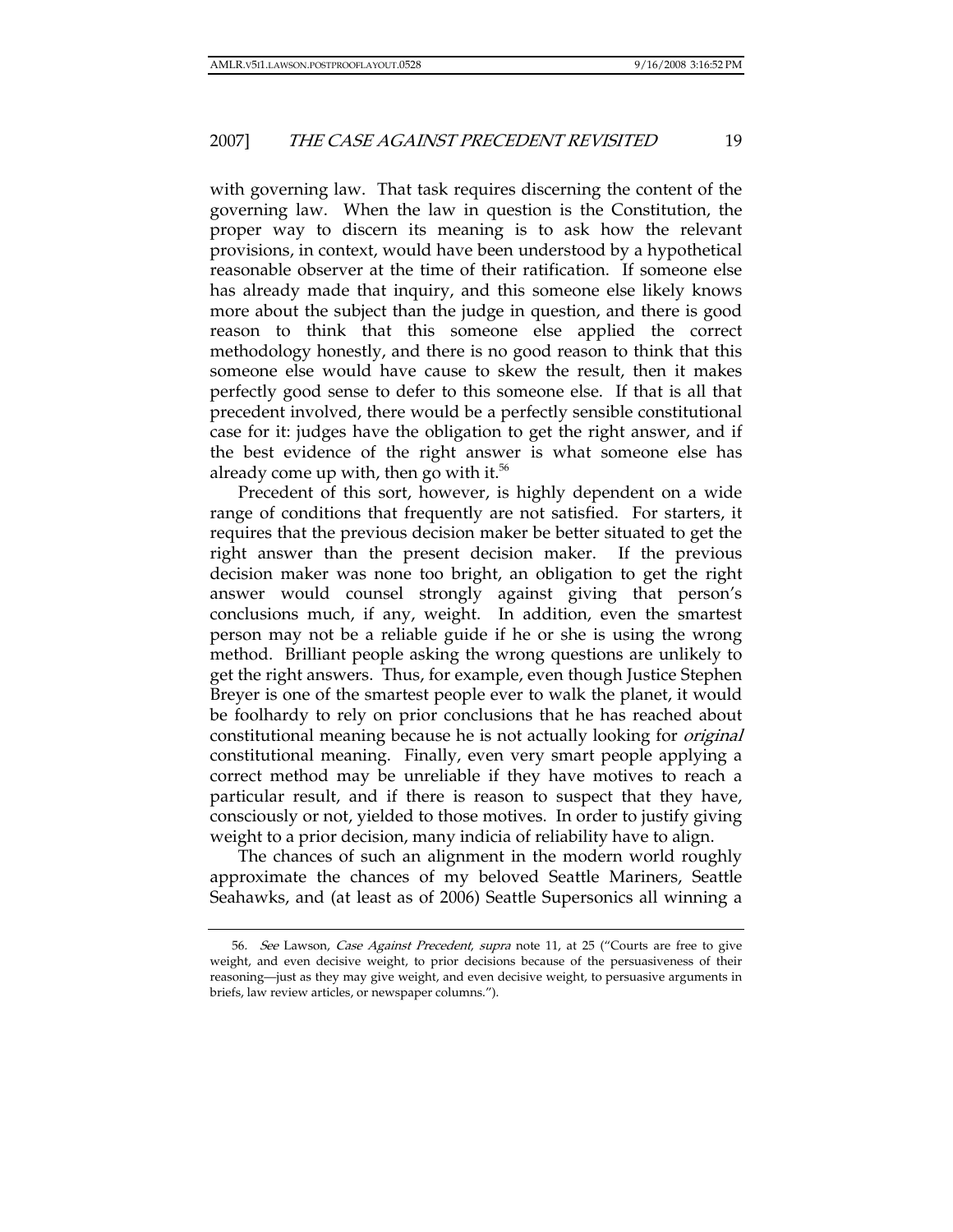with governing law. That task requires discerning the content of the governing law. When the law in question is the Constitution, the proper way to discern its meaning is to ask how the relevant provisions, in context, would have been understood by a hypothetical reasonable observer at the time of their ratification. If someone else has already made that inquiry, and this someone else likely knows more about the subject than the judge in question, and there is good reason to think that this someone else applied the correct methodology honestly, and there is no good reason to think that this someone else would have cause to skew the result, then it makes perfectly good sense to defer to this someone else. If that is all that precedent involved, there would be a perfectly sensible constitutional case for it: judges have the obligation to get the right answer, and if the best evidence of the right answer is what someone else has already come up with, then go with it.[56]

Precedent of this sort, however, is highly dependent on a wide range of conditions that frequently are not satisfied. For starters, it requires that the previous decision maker be better situated to get the right answer than the present decision maker. If the previous decision maker was none too bright, an obligation to get the right answer would counsel strongly against giving that person's conclusions much, if any, weight. In addition, even the smartest person may not be a reliable guide if he or she is using the wrong method. Brilliant people asking the wrong questions are unlikely to get the right answers. Thus, for example, even though Justice Stephen Breyer is one of the smartest people ever to walk the planet, it would be foolhardy to rely on prior conclusions that he has reached about constitutional meaning because he is not actually looking for *original* constitutional meaning. Finally, even very smart people applying a correct method may be unreliable if they have motives to reach a particular result, and if there is reason to suspect that they have, consciously or not, yielded to those motives. In order to justify giving weight to a prior decision, many indicia of reliability have to align.

The chances of such an alignment in the modern world roughly approximate the chances of my beloved Seattle Mariners, Seattle Seahawks, and (at least as of 2006) Seattle Supersonics all winning a

---

56. *See* Lawson, *Case Against Precedent*, *supra* note 11, at 25 ("Courts are free to give weight, and even decisive weight, to prior decisions because of the persuasiveness of their reasoning—just as they may give weight, and even decisive weight, to persuasive arguments in briefs, law review articles, or newspaper columns.").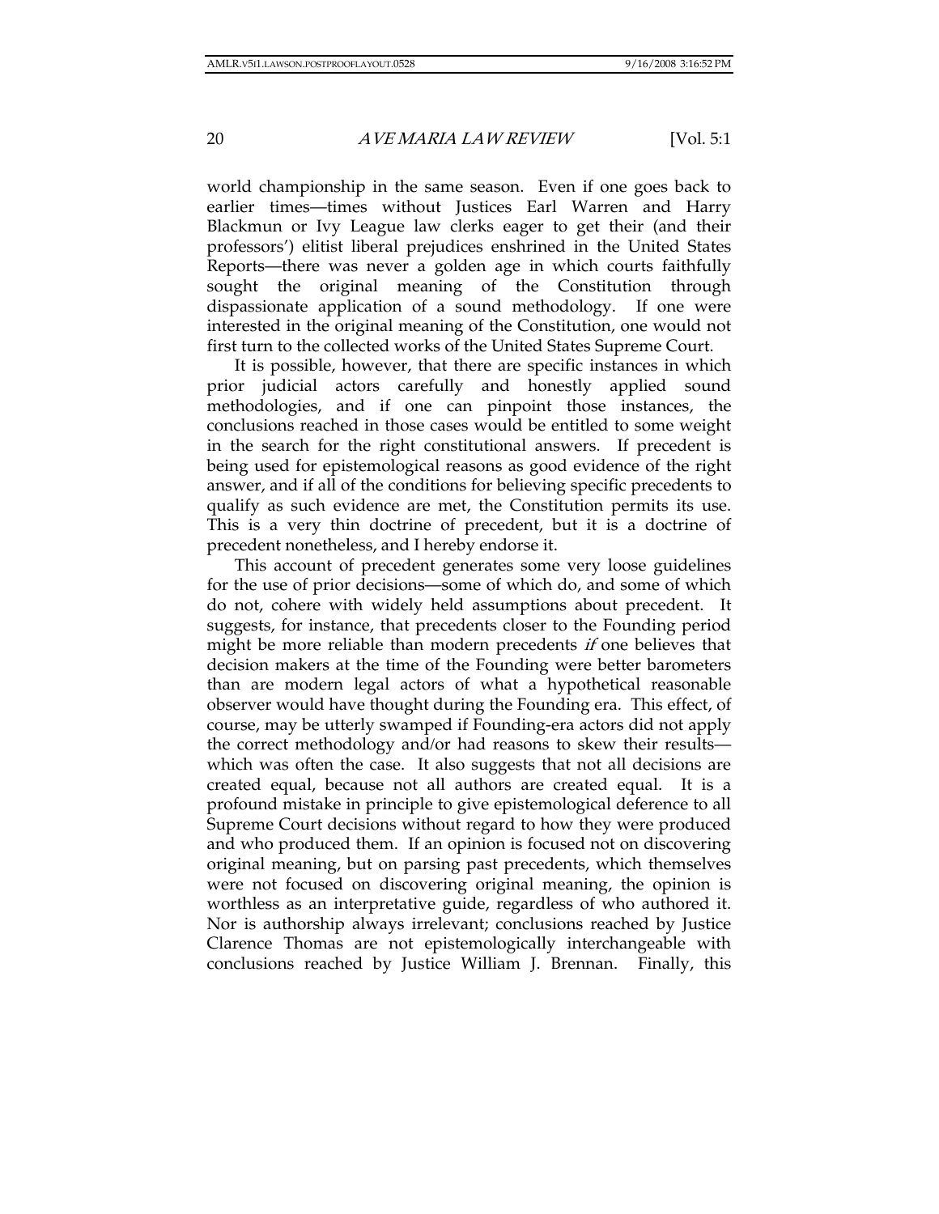world championship in the same season. Even if one goes back to earlier times—times without Justices Earl Warren and Harry Blackmun or Ivy League law clerks eager to get their (and their professors') elitist liberal prejudices enshrined in the United States Reports—there was never a golden age in which courts faithfully sought the original meaning of the Constitution through dispassionate application of a sound methodology. If one were interested in the original meaning of the Constitution, one would not first turn to the collected works of the United States Supreme Court.

It is possible, however, that there are specific instances in which prior judicial actors carefully and honestly applied sound methodologies, and if one can pinpoint those instances, the conclusions reached in those cases would be entitled to some weight in the search for the right constitutional answers. If precedent is being used for epistemological reasons as good evidence of the right answer, and if all of the conditions for believing specific precedents to qualify as such evidence are met, the Constitution permits its use. This is a very thin doctrine of precedent, but it is a doctrine of precedent nonetheless, and I hereby endorse it.

This account of precedent generates some very loose guidelines for the use of prior decisions—some of which do, and some of which do not, cohere with widely held assumptions about precedent. It suggests, for instance, that precedents closer to the Founding period might be more reliable than modern precedents *if* one believes that decision makers at the time of the Founding were better barometers than are modern legal actors of what a hypothetical reasonable observer would have thought during the Founding era. This effect, of course, may be utterly swamped if Founding-era actors did not apply the correct methodology and/or had reasons to skew their results—which was often the case. It also suggests that not all decisions are created equal, because not all authors are created equal. It is a profound mistake in principle to give epistemological deference to all Supreme Court decisions without regard to how they were produced and who produced them. If an opinion is focused not on discovering original meaning, but on parsing past precedents, which themselves were not focused on discovering original meaning, the opinion is worthless as an interpretative guide, regardless of who authored it. Nor is authorship always irrelevant; conclusions reached by Justice Clarence Thomas are not epistemologically interchangeable with conclusions reached by Justice William J. Brennan. Finally, this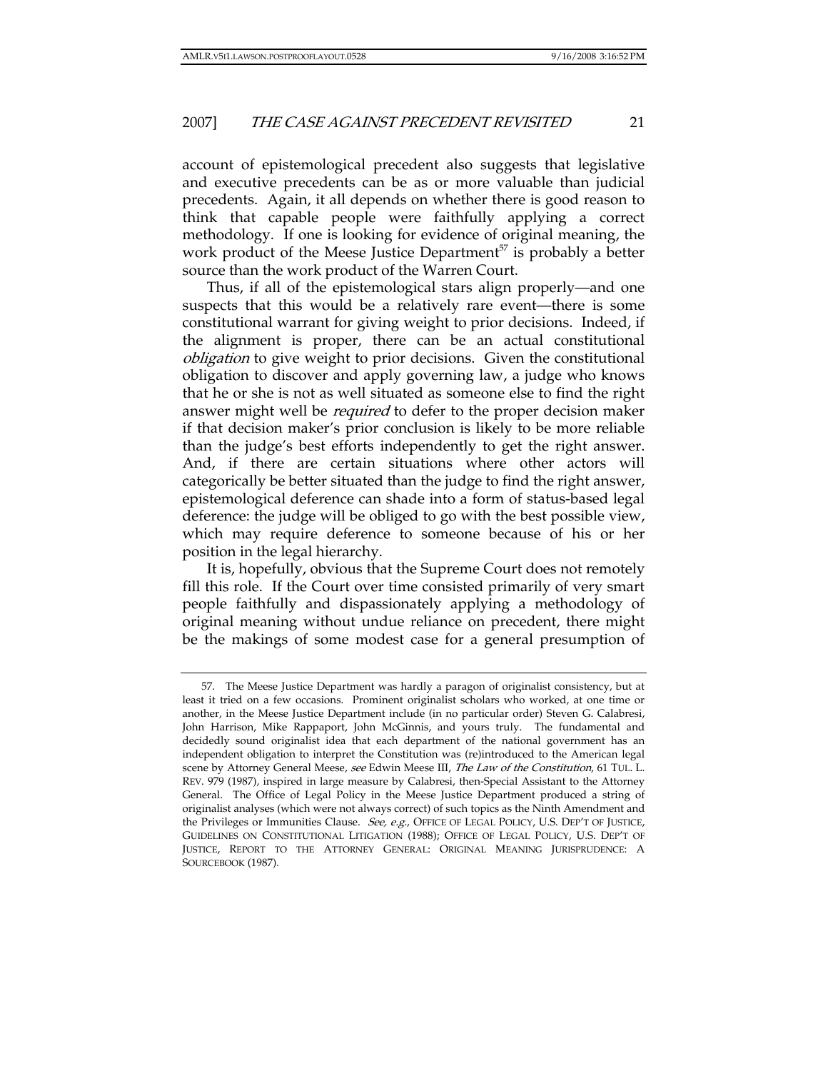account of epistemological precedent also suggests that legislative and executive precedents can be as or more valuable than judicial precedents. Again, it all depends on whether there is good reason to think that capable people were faithfully applying a correct methodology. If one is looking for evidence of original meaning, the work product of the Meese Justice Department[57] is probably a better source than the work product of the Warren Court.

Thus, if all of the epistemological stars align properly—and one suspects that this would be a relatively rare event—there is some constitutional warrant for giving weight to prior decisions. Indeed, if the alignment is proper, there can be an actual constitutional *obligation* to give weight to prior decisions. Given the constitutional obligation to discover and apply governing law, a judge who knows that he or she is not as well situated as someone else to find the right answer might well be *required* to defer to the proper decision maker if that decision maker's prior conclusion is likely to be more reliable than the judge's best efforts independently to get the right answer. And, if there are certain situations where other actors will categorically be better situated than the judge to find the right answer, epistemological deference can shade into a form of status-based legal deference: the judge will be obliged to go with the best possible view, which may require deference to someone because of his or her position in the legal hierarchy.

It is, hopefully, obvious that the Supreme Court does not remotely fill this role. If the Court over time consisted primarily of very smart people faithfully and dispassionately applying a methodology of original meaning without undue reliance on precedent, there might be the makings of some modest case for a general presumption of

---

57. The Meese Justice Department was hardly a paragon of originalist consistency, but at least it tried on a few occasions. Prominent originalist scholars who worked, at one time or another, in the Meese Justice Department include (in no particular order) Steven G. Calabresi, John Harrison, Mike Rappaport, John McGinnis, and yours truly. The fundamental and decidedly sound originalist idea that each department of the national government has an independent obligation to interpret the Constitution was (re)introduced to the American legal scene by Attorney General Meese, *see* Edwin Meese III, *The Law of the Constitution*, 61 TUL. L. REV. 979 (1987), inspired in large measure by Calabresi, then-Special Assistant to the Attorney General. The Office of Legal Policy in the Meese Justice Department produced a string of originalist analyses (which were not always correct) of such topics as the Ninth Amendment and the Privileges or Immunities Clause. *See, e.g.*, OFFICE OF LEGAL POLICY, U.S. DEP'T OF JUSTICE, GUIDELINES ON CONSTITUTIONAL LITIGATION (1988); OFFICE OF LEGAL POLICY, U.S. DEP'T OF JUSTICE, REPORT TO THE ATTORNEY GENERAL: ORIGINAL MEANING JURISPRUDENCE: A SOURCEBOOK (1987).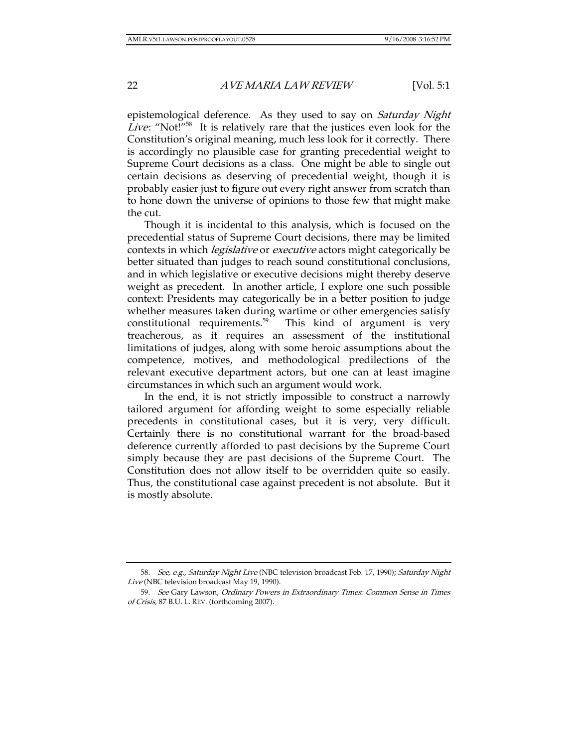epistemological deference. As they used to say on *Saturday Night Live*: "Not!"[58] It is relatively rare that the justices even look for the Constitution's original meaning, much less look for it correctly. There is accordingly no plausible case for granting precedential weight to Supreme Court decisions as a class. One might be able to single out certain decisions as deserving of precedential weight, though it is probably easier just to figure out every right answer from scratch than to hone down the universe of opinions to those few that might make the cut.

Though it is incidental to this analysis, which is focused on the precedential status of Supreme Court decisions, there may be limited contexts in which *legislative* or *executive* actors might categorically be better situated than judges to reach sound constitutional conclusions, and in which legislative or executive decisions might thereby deserve weight as precedent. In another article, I explore one such possible context: Presidents may categorically be in a better position to judge whether measures taken during wartime or other emergencies satisfy constitutional requirements.[59] This kind of argument is very treacherous, as it requires an assessment of the institutional limitations of judges, along with some heroic assumptions about the competence, motives, and methodological predilections of the relevant executive department actors, but one can at least imagine circumstances in which such an argument would work.

In the end, it is not strictly impossible to construct a narrowly tailored argument for affording weight to some especially reliable precedents in constitutional cases, but it is very, very difficult. Certainly there is no constitutional warrant for the broad-based deference currently afforded to past decisions by the Supreme Court simply because they are past decisions of the Supreme Court. The Constitution does not allow itself to be overridden quite so easily. Thus, the constitutional case against precedent is not absolute. But it is mostly absolute.

---

58. *See, e.g.*, *Saturday Night Live* (NBC television broadcast Feb. 17, 1990); *Saturday Night Live* (NBC television broadcast May 19, 1990).

59. *See* Gary Lawson, *Ordinary Powers in Extraordinary Times: Common Sense in Times of Crisis*, 87 B.U. L. REV. (forthcoming 2007).